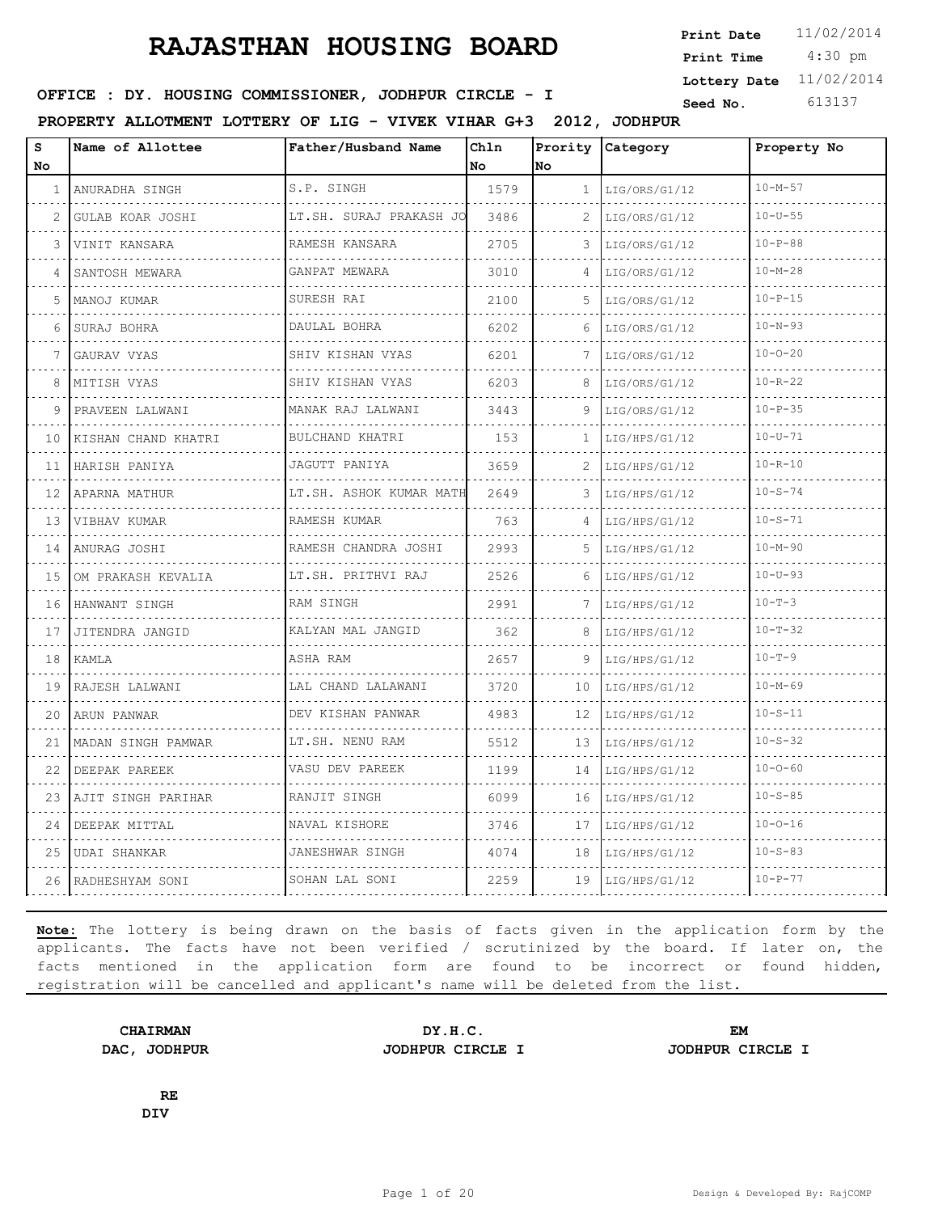# RAJASTHAN HOUSING BOARD

**Print Date** 11/02/2014
**Print Time** 4:30 pm
**Lottery Date** 11/02/2014
**Seed No.** 613137

**OFFICE : DY. HOUSING COMMISSIONER, JODHPUR CIRCLE - I**

**PROPERTY ALLOTMENT LOTTERY OF LIG - VIVEK VIHAR G+3 2012, JODHPUR**

| S No | Name of Allottee | Father/Husband Name | Chln No | Prority No | Category | Property No |
|---|---|---|---|---|---|---|
| 1 | ANURADHA SINGH | S.P. SINGH | 1579 | 1 | LIG/ORS/G1/12 | 10-M-57 |
| 2 | GULAB KOAR JOSHI | LT.SH. SURAJ PRAKASH JO | 3486 | 2 | LIG/ORS/G1/12 | 10-U-55 |
| 3 | VINIT KANSARA | RAMESH KANSARA | 2705 | 3 | LIG/ORS/G1/12 | 10-P-88 |
| 4 | SANTOSH MEWARA | GANPAT MEWARA | 3010 | 4 | LIG/ORS/G1/12 | 10-M-28 |
| 5 | MANOJ KUMAR | SURESH RAI | 2100 | 5 | LIG/ORS/G1/12 | 10-P-15 |
| 6 | SURAJ BOHRA | DAULAL BOHRA | 6202 | 6 | LIG/ORS/G1/12 | 10-N-93 |
| 7 | GAURAV VYAS | SHIV KISHAN VYAS | 6201 | 7 | LIG/ORS/G1/12 | 10-O-20 |
| 8 | MITISH VYAS | SHIV KISHAN VYAS | 6203 | 8 | LIG/ORS/G1/12 | 10-R-22 |
| 9 | PRAVEEN LALWANI | MANAK RAJ LALWANI | 3443 | 9 | LIG/ORS/G1/12 | 10-P-35 |
| 10 | KISHAN CHAND KHATRI | BULCHAND KHATRI | 153 | 1 | LIG/HPS/G1/12 | 10-U-71 |
| 11 | HARISH PANIYA | JAGUTT PANIYA | 3659 | 2 | LIG/HPS/G1/12 | 10-R-10 |
| 12 | APARNA MATHUR | LT.SH. ASHOK KUMAR MATH | 2649 | 3 | LIG/HPS/G1/12 | 10-S-74 |
| 13 | VIBHAV KUMAR | RAMESH KUMAR | 763 | 4 | LIG/HPS/G1/12 | 10-S-71 |
| 14 | ANURAG JOSHI | RAMESH CHANDRA JOSHI | 2993 | 5 | LIG/HPS/G1/12 | 10-M-90 |
| 15 | OM PRAKASH KEVALIA | LT.SH. PRITHVI RAJ | 2526 | 6 | LIG/HPS/G1/12 | 10-U-93 |
| 16 | HANWANT SINGH | RAM SINGH | 2991 | 7 | LIG/HPS/G1/12 | 10-T-3 |
| 17 | JITENDRA JANGID | KALYAN MAL JANGID | 362 | 8 | LIG/HPS/G1/12 | 10-T-32 |
| 18 | KAMLA | ASHA RAM | 2657 | 9 | LIG/HPS/G1/12 | 10-T-9 |
| 19 | RAJESH LALWANI | LAL CHAND LALAWANI | 3720 | 10 | LIG/HPS/G1/12 | 10-M-69 |
| 20 | ARUN PANWAR | DEV KISHAN PANWAR | 4983 | 12 | LIG/HPS/G1/12 | 10-S-11 |
| 21 | MADAN SINGH PAMWAR | LT.SH. NENU RAM | 5512 | 13 | LIG/HPS/G1/12 | 10-S-32 |
| 22 | DEEPAK PAREEK | VASU DEV PAREEK | 1199 | 14 | LIG/HPS/G1/12 | 10-O-60 |
| 23 | AJIT SINGH PARIHAR | RANJIT SINGH | 6099 | 16 | LIG/HPS/G1/12 | 10-S-85 |
| 24 | DEEPAK MITTAL | NAVAL KISHORE | 3746 | 17 | LIG/HPS/G1/12 | 10-O-16 |
| 25 | UDAI SHANKAR | JANESHWAR SINGH | 4074 | 18 | LIG/HPS/G1/12 | 10-S-83 |
| 26 | RADHESHYAM SONI | SOHAN LAL SONI | 2259 | 19 | LIG/HPS/G1/12 | 10-P-77 |

**Note:** The lottery is being drawn on the basis of facts given in the application form by the applicants. The facts have not been verified / scrutinized by the board. If later on, the facts mentioned in the application form are found to be incorrect or found hidden, registration will be cancelled and applicant's name will be deleted from the list.

**CHAIRMAN**
**DAC, JODHPUR**

**DY.H.C.**
**JODHPUR CIRCLE I**

**EM**
**JODHPUR CIRCLE I**

**RE**
**DIV**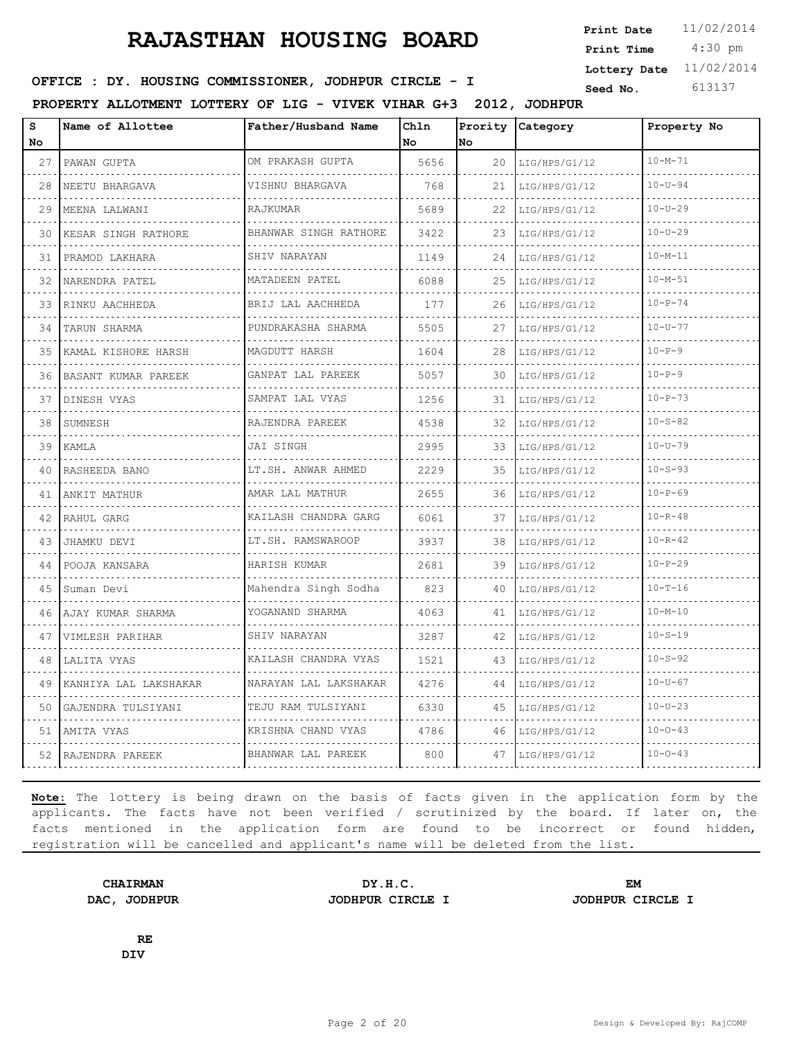# RAJASTHAN HOUSING BOARD

**Print Date** 11/02/2014
**Print Time** 4:30 pm
**Lottery Date** 11/02/2014
**Seed No.** 613137

**OFFICE : DY. HOUSING COMMISSIONER, JODHPUR CIRCLE - I**

**PROPERTY ALLOTMENT LOTTERY OF LIG - VIVEK VIHAR G+3 2012, JODHPUR**

| S No | Name of Allottee | Father/Husband Name | Chln No | Prority No | Category | Property No |
|---|---|---|---|---|---|---|
| 27 | PAWAN GUPTA | OM PRAKASH GUPTA | 5656 | 20 | LIG/HPS/G1/12 | 10-M-71 |
| 28 | NEETU BHARGAVA | VISHNU BHARGAVA | 768 | 21 | LIG/HPS/G1/12 | 10-U-94 |
| 29 | MEENA LALWANI | RAJKUMAR | 5689 | 22 | LIG/HPS/G1/12 | 10-U-29 |
| 30 | KESAR SINGH RATHORE | BHANWAR SINGH RATHORE | 3422 | 23 | LIG/HPS/G1/12 | 10-U-29 |
| 31 | PRAMOD LAKHARA | SHIV NARAYAN | 1149 | 24 | LIG/HPS/G1/12 | 10-M-11 |
| 32 | NARENDRA PATEL | MATADEEN PATEL | 6088 | 25 | LIG/HPS/G1/12 | 10-M-51 |
| 33 | RINKU AACHHEDA | BRIJ LAL AACHHEDA | 177 | 26 | LIG/HPS/G1/12 | 10-P-74 |
| 34 | TARUN SHARMA | PUNDRAKASHA SHARMA | 5505 | 27 | LIG/HPS/G1/12 | 10-U-77 |
| 35 | KAMAL KISHORE HARSH | MAGDUTT HARSH | 1604 | 28 | LIG/HPS/G1/12 | 10-P-9 |
| 36 | BASANT KUMAR PAREEK | GANPAT LAL PAREEK | 5057 | 30 | LIG/HPS/G1/12 | 10-P-9 |
| 37 | DINESH VYAS | SAMPAT LAL VYAS | 1256 | 31 | LIG/HPS/G1/12 | 10-P-73 |
| 38 | SUMNESH | RAJENDRA PAREEK | 4538 | 32 | LIG/HPS/G1/12 | 10-S-82 |
| 39 | KAMLA | JAI SINGH | 2995 | 33 | LIG/HPS/G1/12 | 10-U-79 |
| 40 | RASHEEDA BANO | LT.SH. ANWAR AHMED | 2229 | 35 | LIG/HPS/G1/12 | 10-S-93 |
| 41 | ANKIT MATHUR | AMAR LAL MATHUR | 2655 | 36 | LIG/HPS/G1/12 | 10-P-69 |
| 42 | RAHUL GARG | KAILASH CHANDRA GARG | 6061 | 37 | LIG/HPS/G1/12 | 10-R-48 |
| 43 | JHAMKU DEVI | LT.SH. RAMSWAROOP | 3937 | 38 | LIG/HPS/G1/12 | 10-R-42 |
| 44 | POOJA KANSARA | HARISH KUMAR | 2681 | 39 | LIG/HPS/G1/12 | 10-P-29 |
| 45 | Suman Devi | Mahendra Singh Sodha | 823 | 40 | LIG/HPS/G1/12 | 10-T-16 |
| 46 | AJAY KUMAR SHARMA | YOGANAND SHARMA | 4063 | 41 | LIG/HPS/G1/12 | 10-M-10 |
| 47 | VIMLESH PARIHAR | SHIV NARAYAN | 3287 | 42 | LIG/HPS/G1/12 | 10-S-19 |
| 48 | LALITA VYAS | KAILASH CHANDRA VYAS | 1521 | 43 | LIG/HPS/G1/12 | 10-S-92 |
| 49 | KANHIYA LAL LAKSHAKAR | NARAYAN LAL LAKSHAKAR | 4276 | 44 | LIG/HPS/G1/12 | 10-U-67 |
| 50 | GAJENDRA TULSIYANI | TEJU RAM TULSIYANI | 6330 | 45 | LIG/HPS/G1/12 | 10-U-23 |
| 51 | AMITA VYAS | KRISHNA CHAND VYAS | 4786 | 46 | LIG/HPS/G1/12 | 10-O-43 |
| 52 | RAJENDRA PAREEK | BHANWAR LAL PAREEK | 800 | 47 | LIG/HPS/G1/12 | 10-O-43 |

**Note:** The lottery is being drawn on the basis of facts given in the application form by the applicants. The facts have not been verified / scrutinized by the board. If later on, the facts mentioned in the application form are found to be incorrect or found hidden, registration will be cancelled and applicant's name will be deleted from the list.

**CHAIRMAN**
**DAC, JODHPUR**

**DY.H.C.**
**JODHPUR CIRCLE I**

**EM**
**JODHPUR CIRCLE I**

**RE**
**DIV**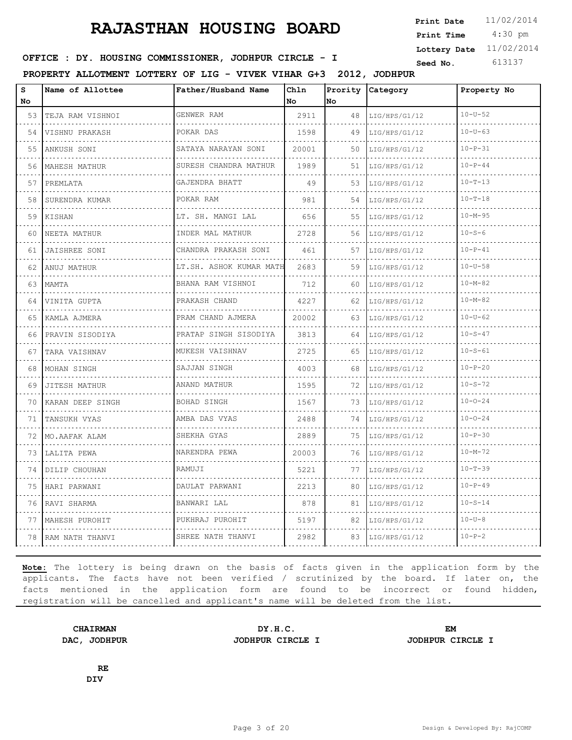# RAJASTHAN HOUSING BOARD

**Print Date** 11/02/2014
**Print Time** 4:30 pm
**Lottery Date** 11/02/2014
**Seed No.** 613137

**OFFICE : DY. HOUSING COMMISSIONER, JODHPUR CIRCLE - I**

**PROPERTY ALLOTMENT LOTTERY OF LIG - VIVEK VIHAR G+3 2012, JODHPUR**

| S No | Name of Allottee | Father/Husband Name | Chln No | Prority No | Category | Property No |
|---|---|---|---|---|---|---|
| 53 | TEJA RAM VISHNOI | GENWER RAM | 2911 | 48 | LIG/HPS/G1/12 | 10-U-52 |
| 54 | VISHNU PRAKASH | POKAR DAS | 1598 | 49 | LIG/HPS/G1/12 | 10-U-63 |
| 55 | ANKUSH SONI | SATAYA NARAYAN SONI | 20001 | 50 | LIG/HPS/G1/12 | 10-P-31 |
| 56 | MAHESH MATHUR | SURESH CHANDRA MATHUR | 1989 | 51 | LIG/HPS/G1/12 | 10-P-44 |
| 57 | PREMLATA | GAJENDRA BHATT | 49 | 53 | LIG/HPS/G1/12 | 10-T-13 |
| 58 | SURENDRA KUMAR | POKAR RAM | 981 | 54 | LIG/HPS/G1/12 | 10-T-18 |
| 59 | KISHAN | LT. SH. MANGI LAL | 656 | 55 | LIG/HPS/G1/12 | 10-M-95 |
| 60 | NEETA MATHUR | INDER MAL MATHUR | 2728 | 56 | LIG/HPS/G1/12 | 10-S-6 |
| 61 | JAISHREE SONI | CHANDRA PRAKASH SONI | 461 | 57 | LIG/HPS/G1/12 | 10-P-41 |
| 62 | ANUJ MATHUR | LT.SH. ASHOK KUMAR MATH | 2683 | 59 | LIG/HPS/G1/12 | 10-U-58 |
| 63 | MAMTA | BHANA RAM VISHNOI | 712 | 60 | LIG/HPS/G1/12 | 10-M-82 |
| 64 | VINITA GUPTA | PRAKASH CHAND | 4227 | 62 | LIG/HPS/G1/12 | 10-M-82 |
| 65 | KAMLA AJMERA | PRAM CHAND AJMERA | 20002 | 63 | LIG/HPS/G1/12 | 10-U-62 |
| 66 | PRAVIN SISODIYA | PRATAP SINGH SISODIYA | 3813 | 64 | LIG/HPS/G1/12 | 10-S-47 |
| 67 | TARA VAISHNAV | MUKESH VAISHNAV | 2725 | 65 | LIG/HPS/G1/12 | 10-S-61 |
| 68 | MOHAN SINGH | SAJJAN SINGH | 4003 | 68 | LIG/HPS/G1/12 | 10-P-20 |
| 69 | JITESH MATHUR | ANAND MATHUR | 1595 | 72 | LIG/HPS/G1/12 | 10-S-72 |
| 70 | KARAN DEEP SINGH | BOHAD SINGH | 1567 | 73 | LIG/HPS/G1/12 | 10-O-24 |
| 71 | TANSUKH VYAS | AMBA DAS VYAS | 2488 | 74 | LIG/HPS/G1/12 | 10-O-24 |
| 72 | MO.AAFAK ALAM | SHEKHA GYAS | 2889 | 75 | LIG/HPS/G1/12 | 10-P-30 |
| 73 | LALITA PEWA | NARENDRA PEWA | 20003 | 76 | LIG/HPS/G1/12 | 10-M-72 |
| 74 | DILIP CHOUHAN | RAMUJI | 5221 | 77 | LIG/HPS/G1/12 | 10-T-39 |
| 75 | HARI PARWANI | DAULAT PARWANI | 2213 | 80 | LIG/HPS/G1/12 | 10-P-49 |
| 76 | RAVI SHARMA | BANWARI LAL | 878 | 81 | LIG/HPS/G1/12 | 10-S-14 |
| 77 | MAHESH PUROHIT | PUKHRAJ PUROHIT | 5197 | 82 | LIG/HPS/G1/12 | 10-U-8 |
| 78 | RAM NATH THANVI | SHREE NATH THANVI | 2982 | 83 | LIG/HPS/G1/12 | 10-P-2 |

**Note:** The lottery is being drawn on the basis of facts given in the application form by the applicants. The facts have not been verified / scrutinized by the board. If later on, the facts mentioned in the application form are found to be incorrect or found hidden, registration will be cancelled and applicant's name will be deleted from the list.

**CHAIRMAN**
**DAC, JODHPUR**

**DY.H.C.**
**JODHPUR CIRCLE I**

**EM**
**JODHPUR CIRCLE I**

**RE**
**DIV**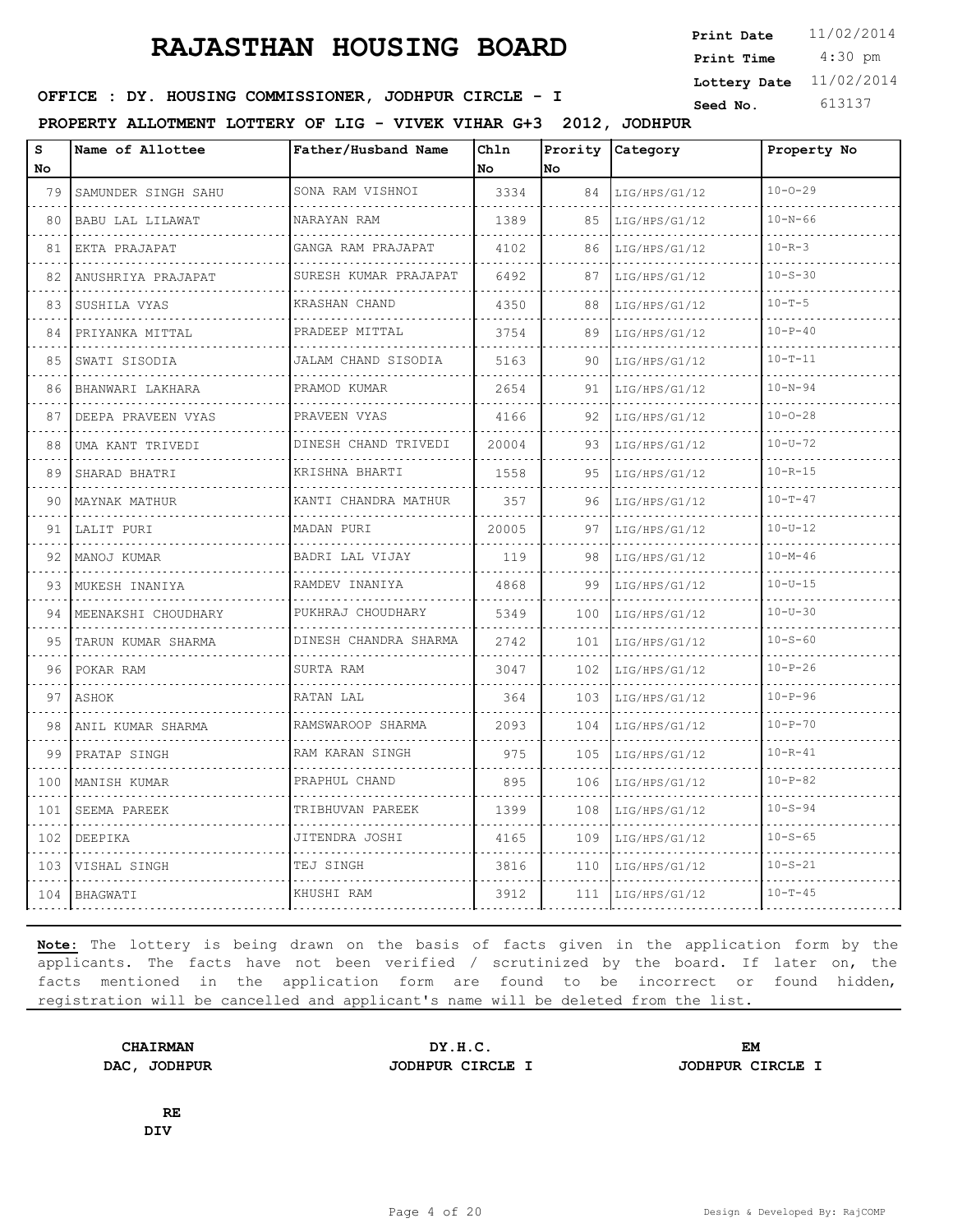# RAJASTHAN HOUSING BOARD

**Print Date** 11/02/2014
**Print Time** 4:30 pm
**Lottery Date** 11/02/2014
**Seed No.** 613137

**OFFICE : DY. HOUSING COMMISSIONER, JODHPUR CIRCLE - I**

**PROPERTY ALLOTMENT LOTTERY OF LIG - VIVEK VIHAR G+3 2012, JODHPUR**

| S No | Name of Allottee | Father/Husband Name | Chln No | Prority No | Category | Property No |
|---|---|---|---|---|---|---|
| 79 | SAMUNDER SINGH SAHU | SONA RAM VISHNOI | 3334 | 84 | LIG/HPS/G1/12 | 10-O-29 |
| 80 | BABU LAL LILAWAT | NARAYAN RAM | 1389 | 85 | LIG/HPS/G1/12 | 10-N-66 |
| 81 | EKTA PRAJAPAT | GANGA RAM PRAJAPAT | 4102 | 86 | LIG/HPS/G1/12 | 10-R-3 |
| 82 | ANUSHRIYA PRAJAPAT | SURESH KUMAR PRAJAPAT | 6492 | 87 | LIG/HPS/G1/12 | 10-S-30 |
| 83 | SUSHILA VYAS | KRASHAN CHAND | 4350 | 88 | LIG/HPS/G1/12 | 10-T-5 |
| 84 | PRIYANKA MITTAL | PRADEEP MITTAL | 3754 | 89 | LIG/HPS/G1/12 | 10-P-40 |
| 85 | SWATI SISODIA | JALAM CHAND SISODIA | 5163 | 90 | LIG/HPS/G1/12 | 10-T-11 |
| 86 | BHANWARI LAKHARA | PRAMOD KUMAR | 2654 | 91 | LIG/HPS/G1/12 | 10-N-94 |
| 87 | DEEPA PRAVEEN VYAS | PRAVEEN VYAS | 4166 | 92 | LIG/HPS/G1/12 | 10-O-28 |
| 88 | UMA KANT TRIVEDI | DINESH CHAND TRIVEDI | 20004 | 93 | LIG/HPS/G1/12 | 10-U-72 |
| 89 | SHARAD BHATRI | KRISHNA BHARTI | 1558 | 95 | LIG/HPS/G1/12 | 10-R-15 |
| 90 | MAYNAK MATHUR | KANTI CHANDRA MATHUR | 357 | 96 | LIG/HPS/G1/12 | 10-T-47 |
| 91 | LALIT PURI | MADAN PURI | 20005 | 97 | LIG/HPS/G1/12 | 10-U-12 |
| 92 | MANOJ KUMAR | BADRI LAL VIJAY | 119 | 98 | LIG/HPS/G1/12 | 10-M-46 |
| 93 | MUKESH INANIYA | RAMDEV INANIYA | 4868 | 99 | LIG/HPS/G1/12 | 10-U-15 |
| 94 | MEENAKSHI CHOUDHARY | PUKHRAJ CHOUDHARY | 5349 | 100 | LIG/HPS/G1/12 | 10-U-30 |
| 95 | TARUN KUMAR SHARMA | DINESH CHANDRA SHARMA | 2742 | 101 | LIG/HPS/G1/12 | 10-S-60 |
| 96 | POKAR RAM | SURTA RAM | 3047 | 102 | LIG/HPS/G1/12 | 10-P-26 |
| 97 | ASHOK | RATAN LAL | 364 | 103 | LIG/HPS/G1/12 | 10-P-96 |
| 98 | ANIL KUMAR SHARMA | RAMSWAROOP SHARMA | 2093 | 104 | LIG/HPS/G1/12 | 10-P-70 |
| 99 | PRATAP SINGH | RAM KARAN SINGH | 975 | 105 | LIG/HPS/G1/12 | 10-R-41 |
| 100 | MANISH KUMAR | PRAPHUL CHAND | 895 | 106 | LIG/HPS/G1/12 | 10-P-82 |
| 101 | SEEMA PAREEK | TRIBHUVAN PAREEK | 1399 | 108 | LIG/HPS/G1/12 | 10-S-94 |
| 102 | DEEPIKA | JITENDRA JOSHI | 4165 | 109 | LIG/HPS/G1/12 | 10-S-65 |
| 103 | VISHAL SINGH | TEJ SINGH | 3816 | 110 | LIG/HPS/G1/12 | 10-S-21 |
| 104 | BHAGWATI | KHUSHI RAM | 3912 | 111 | LIG/HPS/G1/12 | 10-T-45 |

**Note:** The lottery is being drawn on the basis of facts given in the application form by the applicants. The facts have not been verified / scrutinized by the board. If later on, the facts mentioned in the application form are found to be incorrect or found hidden, registration will be cancelled and applicant's name will be deleted from the list.

**CHAIRMAN**
**DAC, JODHPUR**

**DY.H.C.**
**JODHPUR CIRCLE I**

**EM**
**JODHPUR CIRCLE I**

**RE**
**DIV**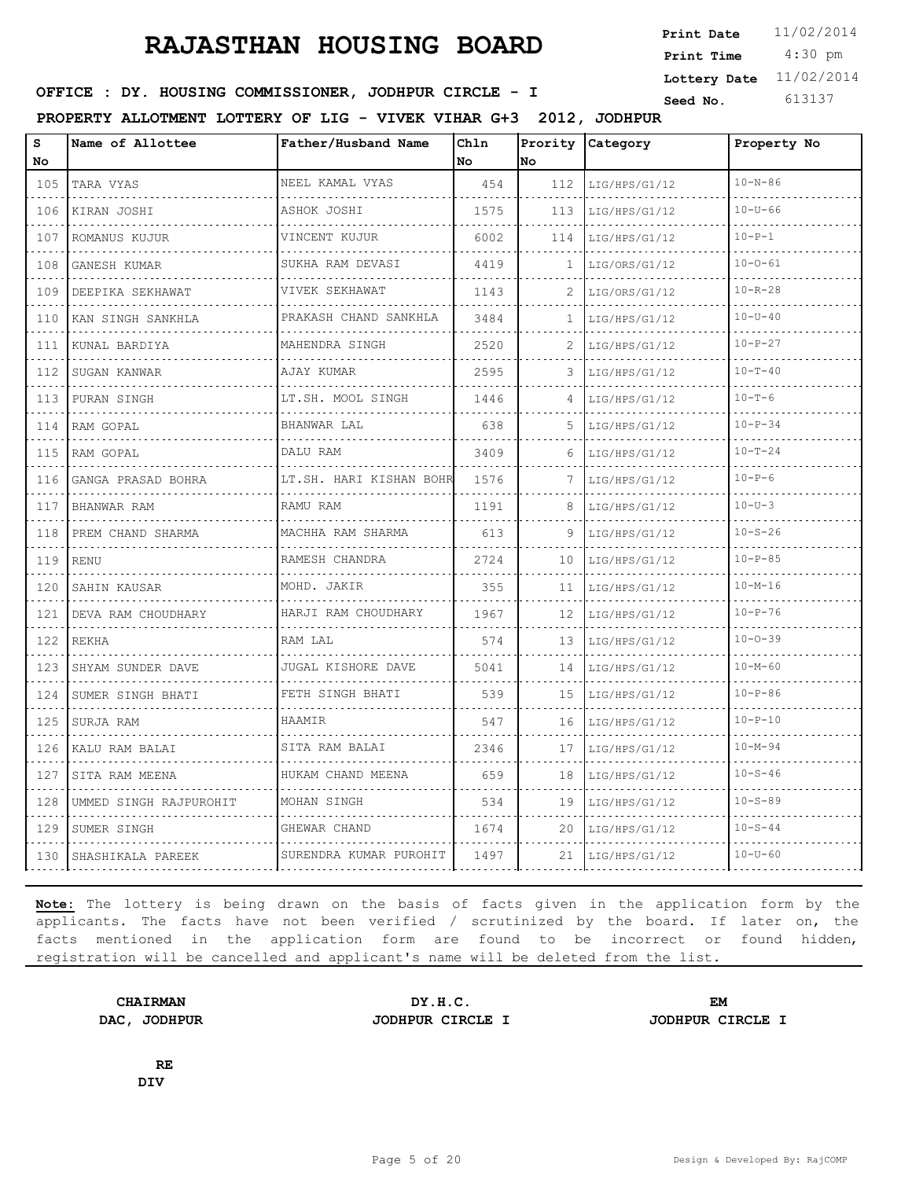# RAJASTHAN HOUSING BOARD

**Print Date** 11/02/2014
**Print Time** 4:30 pm
**Lottery Date** 11/02/2014
**Seed No.** 613137

**OFFICE : DY. HOUSING COMMISSIONER, JODHPUR CIRCLE - I**

**PROPERTY ALLOTMENT LOTTERY OF LIG - VIVEK VIHAR G+3 2012, JODHPUR**

| S No | Name of Allottee | Father/Husband Name | Chln No | Prority No | Category | Property No |
|---|---|---|---|---|---|---|
| 105 | TARA VYAS | NEEL KAMAL VYAS | 454 | 112 | LIG/HPS/G1/12 | 10-N-86 |
| 106 | KIRAN JOSHI | ASHOK JOSHI | 1575 | 113 | LIG/HPS/G1/12 | 10-U-66 |
| 107 | ROMANUS KUJUR | VINCENT KUJUR | 6002 | 114 | LIG/HPS/G1/12 | 10-P-1 |
| 108 | GANESH KUMAR | SUKHA RAM DEVASI | 4419 | 1 | LIG/ORS/G1/12 | 10-O-61 |
| 109 | DEEPIKA SEKHAWAT | VIVEK SEKHAWAT | 1143 | 2 | LIG/ORS/G1/12 | 10-R-28 |
| 110 | KAN SINGH SANKHLA | PRAKASH CHAND SANKHLA | 3484 | 1 | LIG/HPS/G1/12 | 10-U-40 |
| 111 | KUNAL BARDIYA | MAHENDRA SINGH | 2520 | 2 | LIG/HPS/G1/12 | 10-P-27 |
| 112 | SUGAN KANWAR | AJAY KUMAR | 2595 | 3 | LIG/HPS/G1/12 | 10-T-40 |
| 113 | PURAN SINGH | LT.SH. MOOL SINGH | 1446 | 4 | LIG/HPS/G1/12 | 10-T-6 |
| 114 | RAM GOPAL | BHANWAR LAL | 638 | 5 | LIG/HPS/G1/12 | 10-P-34 |
| 115 | RAM GOPAL | DALU RAM | 3409 | 6 | LIG/HPS/G1/12 | 10-T-24 |
| 116 | GANGA PRASAD BOHRA | LT.SH. HARI KISHAN BOHR | 1576 | 7 | LIG/HPS/G1/12 | 10-P-6 |
| 117 | BHANWAR RAM | RAMU RAM | 1191 | 8 | LIG/HPS/G1/12 | 10-U-3 |
| 118 | PREM CHAND SHARMA | MACHHA RAM SHARMA | 613 | 9 | LIG/HPS/G1/12 | 10-S-26 |
| 119 | RENU | RAMESH CHANDRA | 2724 | 10 | LIG/HPS/G1/12 | 10-P-85 |
| 120 | SAHIN KAUSAR | MOHD. JAKIR | 355 | 11 | LIG/HPS/G1/12 | 10-M-16 |
| 121 | DEVA RAM CHOUDHARY | HARJI RAM CHOUDHARY | 1967 | 12 | LIG/HPS/G1/12 | 10-P-76 |
| 122 | REKHA | RAM LAL | 574 | 13 | LIG/HPS/G1/12 | 10-O-39 |
| 123 | SHYAM SUNDER DAVE | JUGAL KISHORE DAVE | 5041 | 14 | LIG/HPS/G1/12 | 10-M-60 |
| 124 | SUMER SINGH BHATI | FETH SINGH BHATI | 539 | 15 | LIG/HPS/G1/12 | 10-P-86 |
| 125 | SURJA RAM | HAAMIR | 547 | 16 | LIG/HPS/G1/12 | 10-P-10 |
| 126 | KALU RAM BALAI | SITA RAM BALAI | 2346 | 17 | LIG/HPS/G1/12 | 10-M-94 |
| 127 | SITA RAM MEENA | HUKAM CHAND MEENA | 659 | 18 | LIG/HPS/G1/12 | 10-S-46 |
| 128 | UMMED SINGH RAJPUROHIT | MOHAN SINGH | 534 | 19 | LIG/HPS/G1/12 | 10-S-89 |
| 129 | SUMER SINGH | GHEWAR CHAND | 1674 | 20 | LIG/HPS/G1/12 | 10-S-44 |
| 130 | SHASHIKALA PAREEK | SURENDRA KUMAR PUROHIT | 1497 | 21 | LIG/HPS/G1/12 | 10-U-60 |

**Note:** The lottery is being drawn on the basis of facts given in the application form by the applicants. The facts have not been verified / scrutinized by the board. If later on, the facts mentioned in the application form are found to be incorrect or found hidden, registration will be cancelled and applicant's name will be deleted from the list.

**CHAIRMAN**
**DAC, JODHPUR**

**DY.H.C.**
**JODHPUR CIRCLE I**

**EM**
**JODHPUR CIRCLE I**

**RE**
**DIV**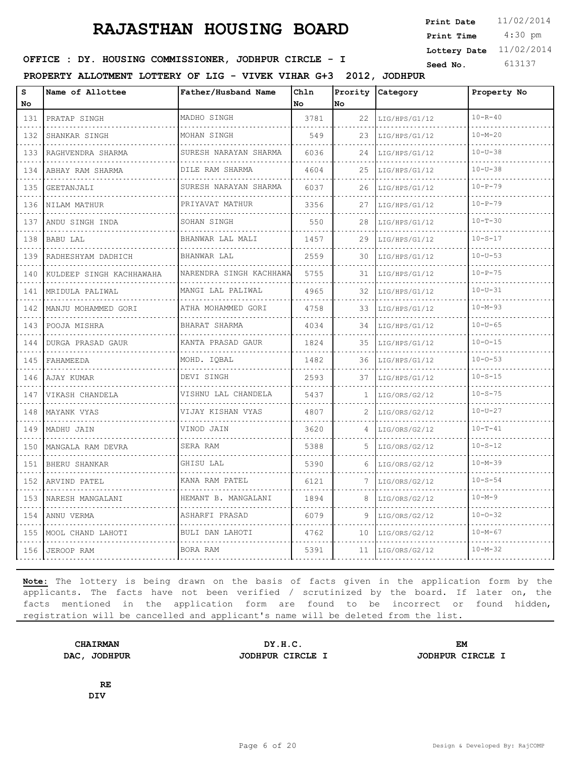# RAJASTHAN HOUSING BOARD

**Print Date** 11/02/2014
**Print Time** 4:30 pm
**Lottery Date** 11/02/2014
**Seed No.** 613137

**OFFICE : DY. HOUSING COMMISSIONER, JODHPUR CIRCLE - I**

**PROPERTY ALLOTMENT LOTTERY OF LIG - VIVEK VIHAR G+3 2012, JODHPUR**

| S No | Name of Allottee | Father/Husband Name | Chln No | Prority No | Category | Property No |
|---|---|---|---|---|---|---|
| 131 | PRATAP SINGH | MADHO SINGH | 3781 | 22 | LIG/HPS/G1/12 | 10-R-40 |
| 132 | SHANKAR SINGH | MOHAN SINGH | 549 | 23 | LIG/HPS/G1/12 | 10-M-20 |
| 133 | RAGHVENDRA SHARMA | SURESH NARAYAN SHARMA | 6036 | 24 | LIG/HPS/G1/12 | 10-U-38 |
| 134 | ABHAY RAM SHARMA | DILE RAM SHARMA | 4604 | 25 | LIG/HPS/G1/12 | 10-U-38 |
| 135 | GEETANJALI | SURESH NARAYAN SHARMA | 6037 | 26 | LIG/HPS/G1/12 | 10-P-79 |
| 136 | NILAM MATHUR | PRIYAVAT MATHUR | 3356 | 27 | LIG/HPS/G1/12 | 10-P-79 |
| 137 | ANDU SINGH INDA | SOHAN SINGH | 550 | 28 | LIG/HPS/G1/12 | 10-T-30 |
| 138 | BABU LAL | BHANWAR LAL MALI | 1457 | 29 | LIG/HPS/G1/12 | 10-S-17 |
| 139 | RADHESHYAM DADHICH | BHANWAR LAL | 2559 | 30 | LIG/HPS/G1/12 | 10-U-53 |
| 140 | KULDEEP SINGH KACHHAWAHA | NARENDRA SINGH KACHHAWA | 5755 | 31 | LIG/HPS/G1/12 | 10-P-75 |
| 141 | MRIDULA PALIWAL | MANGI LAL PALIWAL | 4965 | 32 | LIG/HPS/G1/12 | 10-U-31 |
| 142 | MANJU MOHAMMED GORI | ATHA MOHAMMED GORI | 4758 | 33 | LIG/HPS/G1/12 | 10-M-93 |
| 143 | POOJA MISHRA | BHARAT SHARMA | 4034 | 34 | LIG/HPS/G1/12 | 10-U-65 |
| 144 | DURGA PRASAD GAUR | KANTA PRASAD GAUR | 1824 | 35 | LIG/HPS/G1/12 | 10-O-15 |
| 145 | FAHAMEEDA | MOHD. IQBAL | 1482 | 36 | LIG/HPS/G1/12 | 10-O-53 |
| 146 | AJAY KUMAR | DEVI SINGH | 2593 | 37 | LIG/HPS/G1/12 | 10-S-15 |
| 147 | VIKASH CHANDELA | VISHNU LAL CHANDELA | 5437 | 1 | LIG/ORS/G2/12 | 10-S-75 |
| 148 | MAYANK VYAS | VIJAY KISHAN VYAS | 4807 | 2 | LIG/ORS/G2/12 | 10-U-27 |
| 149 | MADHU JAIN | VINOD JAIN | 3620 | 4 | LIG/ORS/G2/12 | 10-T-41 |
| 150 | MANGALA RAM DEVRA | SERA RAM | 5388 | 5 | LIG/ORS/G2/12 | 10-S-12 |
| 151 | BHERU SHANKAR | GHISU LAL | 5390 | 6 | LIG/ORS/G2/12 | 10-M-39 |
| 152 | ARVIND PATEL | KANA RAM PATEL | 6121 | 7 | LIG/ORS/G2/12 | 10-S-54 |
| 153 | NARESH MANGALANI | HEMANT B. MANGALANI | 1894 | 8 | LIG/ORS/G2/12 | 10-M-9 |
| 154 | ANNU VERMA | ASHARFI PRASAD | 6079 | 9 | LIG/ORS/G2/12 | 10-O-32 |
| 155 | MOOL CHAND LAHOTI | BULI DAN LAHOTI | 4762 | 10 | LIG/ORS/G2/12 | 10-M-67 |
| 156 | JEROOP RAM | BORA RAM | 5391 | 11 | LIG/ORS/G2/12 | 10-M-32 |

**Note:** The lottery is being drawn on the basis of facts given in the application form by the applicants. The facts have not been verified / scrutinized by the board. If later on, the facts mentioned in the application form are found to be incorrect or found hidden, registration will be cancelled and applicant's name will be deleted from the list.

**CHAIRMAN**
**DAC, JODHPUR**

**DY.H.C.**
**JODHPUR CIRCLE I**

**EM**
**JODHPUR CIRCLE I**

**RE**
**DIV**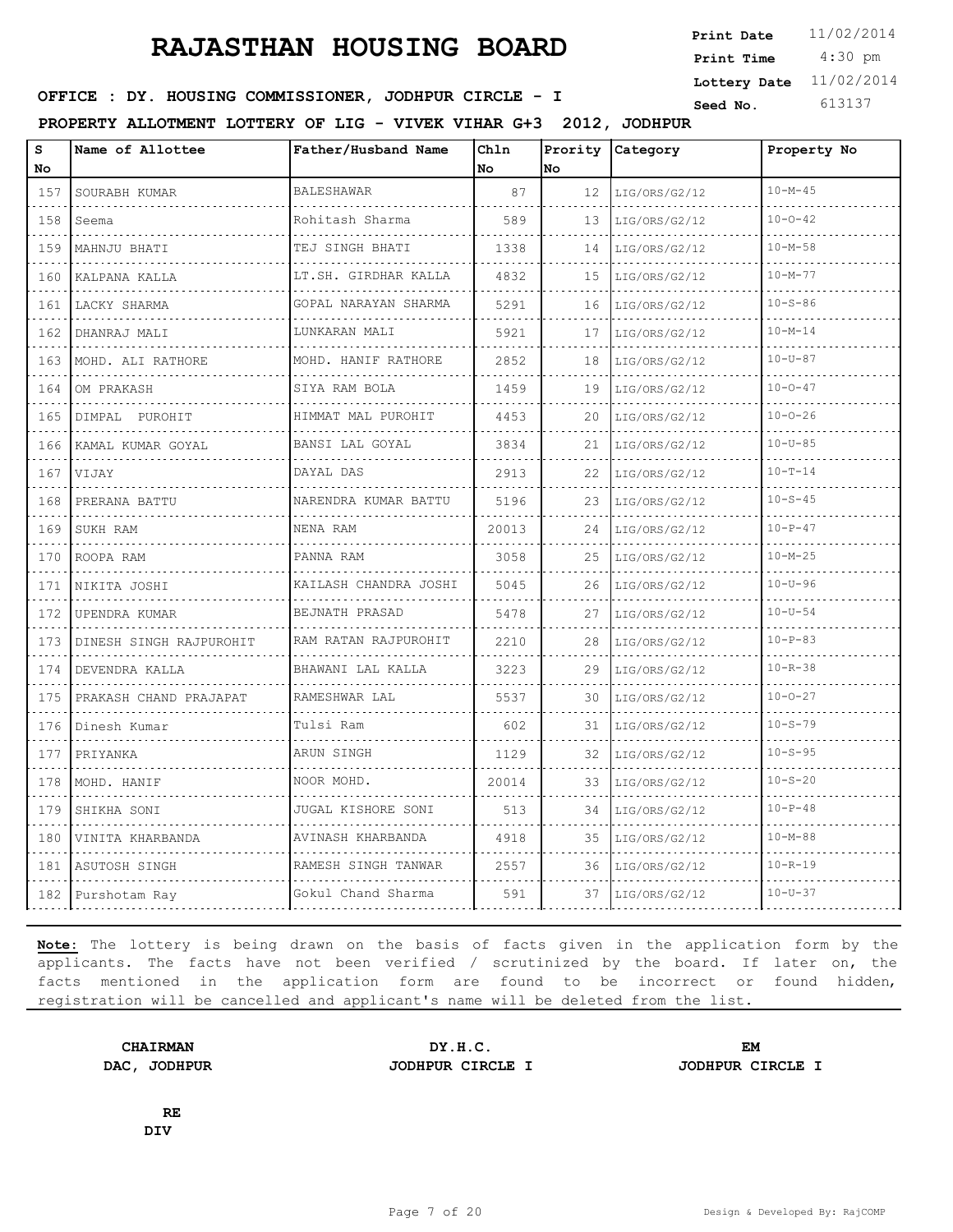# RAJASTHAN HOUSING BOARD

**Print Date** 11/02/2014
**Print Time** 4:30 pm
**Lottery Date** 11/02/2014
**Seed No.** 613137

**OFFICE : DY. HOUSING COMMISSIONER, JODHPUR CIRCLE - I**

**PROPERTY ALLOTMENT LOTTERY OF LIG - VIVEK VIHAR G+3 2012, JODHPUR**

| S No | Name of Allottee | Father/Husband Name | Chln No | Prority No | Category | Property No |
|---|---|---|---|---|---|---|
| 157 | SOURABH KUMAR | BALESHAWAR | 87 | 12 | LIG/ORS/G2/12 | 10-M-45 |
| 158 | Seema | Rohitash Sharma | 589 | 13 | LIG/ORS/G2/12 | 10-O-42 |
| 159 | MAHNJU BHATI | TEJ SINGH BHATI | 1338 | 14 | LIG/ORS/G2/12 | 10-M-58 |
| 160 | KALPANA KALLA | LT.SH. GIRDHAR KALLA | 4832 | 15 | LIG/ORS/G2/12 | 10-M-77 |
| 161 | LACKY SHARMA | GOPAL NARAYAN SHARMA | 5291 | 16 | LIG/ORS/G2/12 | 10-S-86 |
| 162 | DHANRAJ MALI | LUNKARAN MALI | 5921 | 17 | LIG/ORS/G2/12 | 10-M-14 |
| 163 | MOHD. ALI RATHORE | MOHD. HANIF RATHORE | 2852 | 18 | LIG/ORS/G2/12 | 10-U-87 |
| 164 | OM PRAKASH | SIYA RAM BOLA | 1459 | 19 | LIG/ORS/G2/12 | 10-O-47 |
| 165 | DIMPAL PUROHIT | HIMMAT MAL PUROHIT | 4453 | 20 | LIG/ORS/G2/12 | 10-O-26 |
| 166 | KAMAL KUMAR GOYAL | BANSI LAL GOYAL | 3834 | 21 | LIG/ORS/G2/12 | 10-U-85 |
| 167 | VIJAY | DAYAL DAS | 2913 | 22 | LIG/ORS/G2/12 | 10-T-14 |
| 168 | PRERANA BATTU | NARENDRA KUMAR BATTU | 5196 | 23 | LIG/ORS/G2/12 | 10-S-45 |
| 169 | SUKH RAM | NENA RAM | 20013 | 24 | LIG/ORS/G2/12 | 10-P-47 |
| 170 | ROOPA RAM | PANNA RAM | 3058 | 25 | LIG/ORS/G2/12 | 10-M-25 |
| 171 | NIKITA JOSHI | KAILASH CHANDRA JOSHI | 5045 | 26 | LIG/ORS/G2/12 | 10-U-96 |
| 172 | UPENDRA KUMAR | BEJNATH PRASAD | 5478 | 27 | LIG/ORS/G2/12 | 10-U-54 |
| 173 | DINESH SINGH RAJPUROHIT | RAM RATAN RAJPUROHIT | 2210 | 28 | LIG/ORS/G2/12 | 10-P-83 |
| 174 | DEVENDRA KALLA | BHAWANI LAL KALLA | 3223 | 29 | LIG/ORS/G2/12 | 10-R-38 |
| 175 | PRAKASH CHAND PRAJAPAT | RAMESHWAR LAL | 5537 | 30 | LIG/ORS/G2/12 | 10-O-27 |
| 176 | Dinesh Kumar | Tulsi Ram | 602 | 31 | LIG/ORS/G2/12 | 10-S-79 |
| 177 | PRIYANKA | ARUN SINGH | 1129 | 32 | LIG/ORS/G2/12 | 10-S-95 |
| 178 | MOHD. HANIF | NOOR MOHD. | 20014 | 33 | LIG/ORS/G2/12 | 10-S-20 |
| 179 | SHIKHA SONI | JUGAL KISHORE SONI | 513 | 34 | LIG/ORS/G2/12 | 10-P-48 |
| 180 | VINITA KHARBANDA | AVINASH KHARBANDA | 4918 | 35 | LIG/ORS/G2/12 | 10-M-88 |
| 181 | ASUTOSH SINGH | RAMESH SINGH TANWAR | 2557 | 36 | LIG/ORS/G2/12 | 10-R-19 |
| 182 | Purshotam Ray | Gokul Chand Sharma | 591 | 37 | LIG/ORS/G2/12 | 10-U-37 |

**Note:** The lottery is being drawn on the basis of facts given in the application form by the applicants. The facts have not been verified / scrutinized by the board. If later on, the facts mentioned in the application form are found to be incorrect or found hidden, registration will be cancelled and applicant's name will be deleted from the list.

**CHAIRMAN**
**DAC, JODHPUR**

**DY.H.C.**
**JODHPUR CIRCLE I**

**EM**
**JODHPUR CIRCLE I**

**RE**
**DIV**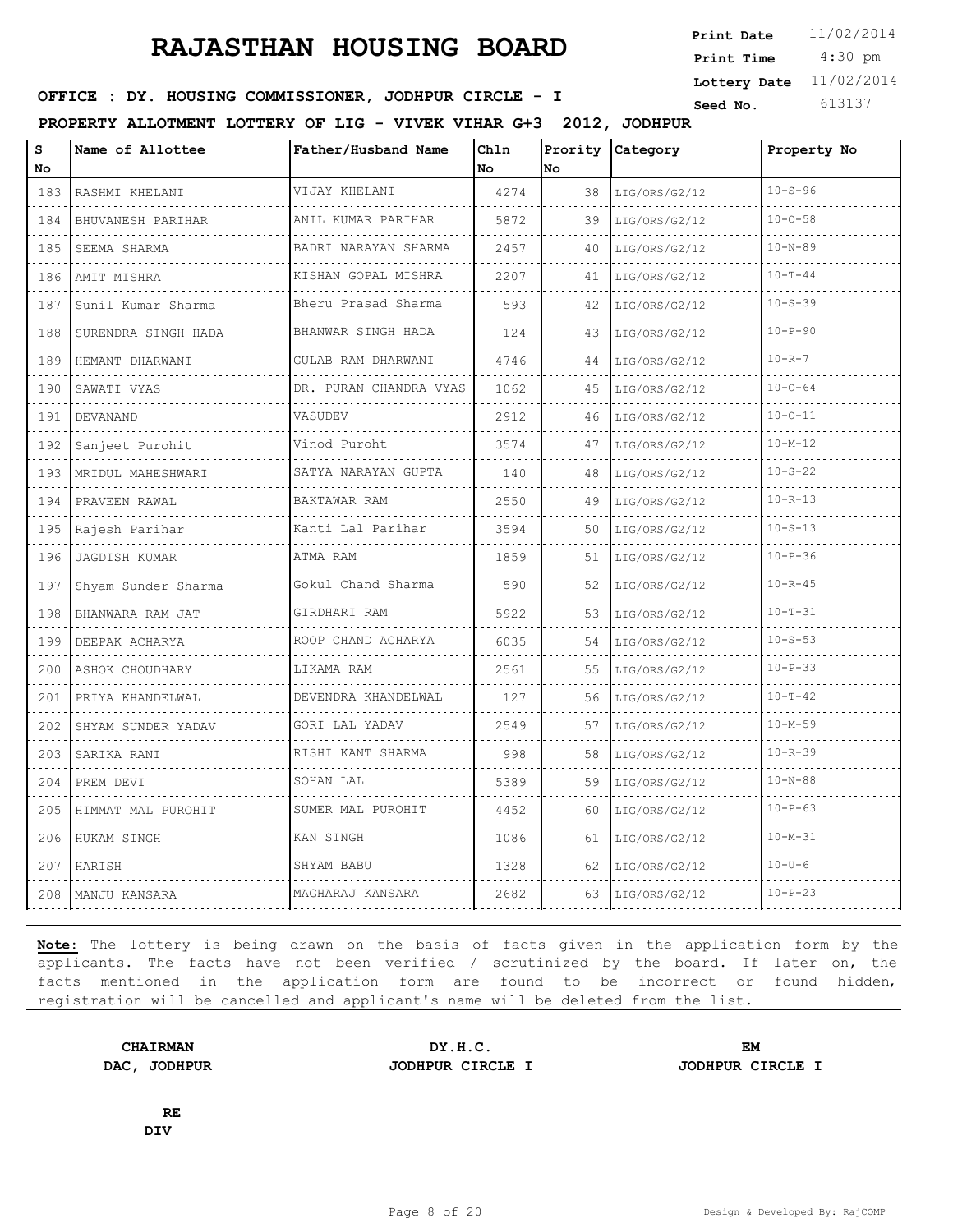# RAJASTHAN HOUSING BOARD

**Print Date** 11/02/2014
**Print Time** 4:30 pm
**Lottery Date** 11/02/2014
**Seed No.** 613137

**OFFICE : DY. HOUSING COMMISSIONER, JODHPUR CIRCLE - I**

**PROPERTY ALLOTMENT LOTTERY OF LIG - VIVEK VIHAR G+3 2012, JODHPUR**

| S No | Name of Allottee | Father/Husband Name | Chln No | Prority No | Category | Property No |
|---|---|---|---|---|---|---|
| 183 | RASHMI KHELANI | VIJAY KHELANI | 4274 | 38 | LIG/ORS/G2/12 | 10-S-96 |
| 184 | BHUVANESH PARIHAR | ANIL KUMAR PARIHAR | 5872 | 39 | LIG/ORS/G2/12 | 10-O-58 |
| 185 | SEEMA SHARMA | BADRI NARAYAN SHARMA | 2457 | 40 | LIG/ORS/G2/12 | 10-N-89 |
| 186 | AMIT MISHRA | KISHAN GOPAL MISHRA | 2207 | 41 | LIG/ORS/G2/12 | 10-T-44 |
| 187 | Sunil Kumar Sharma | Bheru Prasad Sharma | 593 | 42 | LIG/ORS/G2/12 | 10-S-39 |
| 188 | SURENDRA SINGH HADA | BHANWAR SINGH HADA | 124 | 43 | LIG/ORS/G2/12 | 10-P-90 |
| 189 | HEMANT DHARWANI | GULAB RAM DHARWANI | 4746 | 44 | LIG/ORS/G2/12 | 10-R-7 |
| 190 | SAWATI VYAS | DR. PURAN CHANDRA VYAS | 1062 | 45 | LIG/ORS/G2/12 | 10-O-64 |
| 191 | DEVANAND | VASUDEV | 2912 | 46 | LIG/ORS/G2/12 | 10-O-11 |
| 192 | Sanjeet Purohit | Vinod Puroht | 3574 | 47 | LIG/ORS/G2/12 | 10-M-12 |
| 193 | MRIDUL MAHESHWARI | SATYA NARAYAN GUPTA | 140 | 48 | LIG/ORS/G2/12 | 10-S-22 |
| 194 | PRAVEEN RAWAL | BAKTAWAR RAM | 2550 | 49 | LIG/ORS/G2/12 | 10-R-13 |
| 195 | Rajesh Parihar | Kanti Lal Parihar | 3594 | 50 | LIG/ORS/G2/12 | 10-S-13 |
| 196 | JAGDISH KUMAR | ATMA RAM | 1859 | 51 | LIG/ORS/G2/12 | 10-P-36 |
| 197 | Shyam Sunder Sharma | Gokul Chand Sharma | 590 | 52 | LIG/ORS/G2/12 | 10-R-45 |
| 198 | BHANWARA RAM JAT | GIRDHARI RAM | 5922 | 53 | LIG/ORS/G2/12 | 10-T-31 |
| 199 | DEEPAK ACHARYA | ROOP CHAND ACHARYA | 6035 | 54 | LIG/ORS/G2/12 | 10-S-53 |
| 200 | ASHOK CHOUDHARY | LIKAMA RAM | 2561 | 55 | LIG/ORS/G2/12 | 10-P-33 |
| 201 | PRIYA KHANDELWAL | DEVENDRA KHANDELWAL | 127 | 56 | LIG/ORS/G2/12 | 10-T-42 |
| 202 | SHYAM SUNDER YADAV | GORI LAL YADAV | 2549 | 57 | LIG/ORS/G2/12 | 10-M-59 |
| 203 | SARIKA RANI | RISHI KANT SHARMA | 998 | 58 | LIG/ORS/G2/12 | 10-R-39 |
| 204 | PREM DEVI | SOHAN LAL | 5389 | 59 | LIG/ORS/G2/12 | 10-N-88 |
| 205 | HIMMAT MAL PUROHIT | SUMER MAL PUROHIT | 4452 | 60 | LIG/ORS/G2/12 | 10-P-63 |
| 206 | HUKAM SINGH | KAN SINGH | 1086 | 61 | LIG/ORS/G2/12 | 10-M-31 |
| 207 | HARISH | SHYAM BABU | 1328 | 62 | LIG/ORS/G2/12 | 10-U-6 |
| 208 | MANJU KANSARA | MAGHARAJ KANSARA | 2682 | 63 | LIG/ORS/G2/12 | 10-P-23 |

**Note:** The lottery is being drawn on the basis of facts given in the application form by the applicants. The facts have not been verified / scrutinized by the board. If later on, the facts mentioned in the application form are found to be incorrect or found hidden, registration will be cancelled and applicant's name will be deleted from the list.

**CHAIRMAN**
**DAC, JODHPUR**

**DY.H.C.**
**JODHPUR CIRCLE I**

**EM**
**JODHPUR CIRCLE I**

**RE**
**DIV**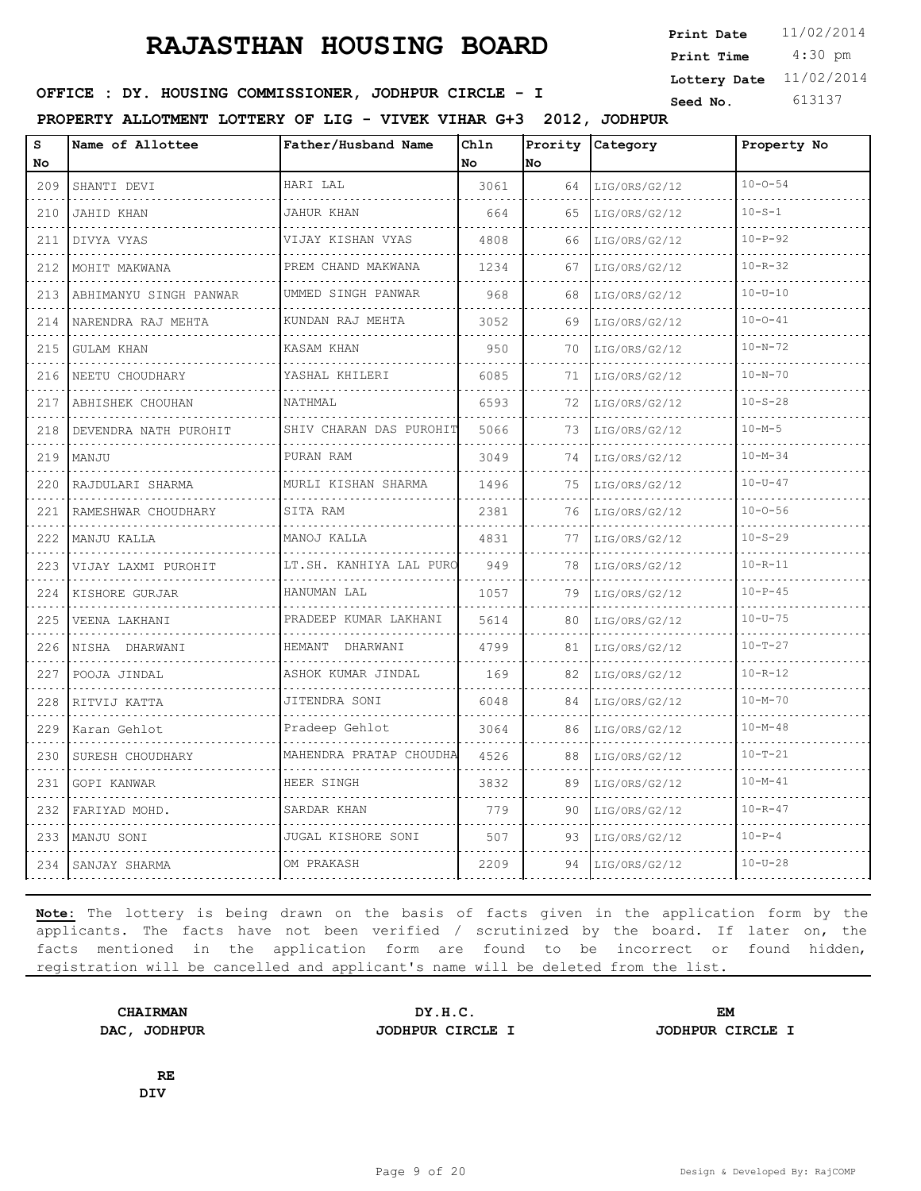# RAJASTHAN HOUSING BOARD

**Print Date** 11/02/2014
**Print Time** 4:30 pm
**Lottery Date** 11/02/2014
**Seed No.** 613137

**OFFICE : DY. HOUSING COMMISSIONER, JODHPUR CIRCLE - I**

**PROPERTY ALLOTMENT LOTTERY OF LIG - VIVEK VIHAR G+3 2012, JODHPUR**

| S No | Name of Allottee | Father/Husband Name | Chln No | Prority No | Category | Property No |
|---|---|---|---|---|---|---|
| 209 | SHANTI DEVI | HARI LAL | 3061 | 64 | LIG/ORS/G2/12 | 10-O-54 |
| 210 | JAHID KHAN | JAHUR KHAN | 664 | 65 | LIG/ORS/G2/12 | 10-S-1 |
| 211 | DIVYA VYAS | VIJAY KISHAN VYAS | 4808 | 66 | LIG/ORS/G2/12 | 10-P-92 |
| 212 | MOHIT MAKWANA | PREM CHAND MAKWANA | 1234 | 67 | LIG/ORS/G2/12 | 10-R-32 |
| 213 | ABHIMANYU SINGH PANWAR | UMMED SINGH PANWAR | 968 | 68 | LIG/ORS/G2/12 | 10-U-10 |
| 214 | NARENDRA RAJ MEHTA | KUNDAN RAJ MEHTA | 3052 | 69 | LIG/ORS/G2/12 | 10-O-41 |
| 215 | GULAM KHAN | KASAM KHAN | 950 | 70 | LIG/ORS/G2/12 | 10-N-72 |
| 216 | NEETU CHOUDHARY | YASHAL KHILERI | 6085 | 71 | LIG/ORS/G2/12 | 10-N-70 |
| 217 | ABHISHEK CHOUHAN | NATHMAL | 6593 | 72 | LIG/ORS/G2/12 | 10-S-28 |
| 218 | DEVENDRA NATH PUROHIT | SHIV CHARAN DAS PUROHIT | 5066 | 73 | LIG/ORS/G2/12 | 10-M-5 |
| 219 | MANJU | PURAN RAM | 3049 | 74 | LIG/ORS/G2/12 | 10-M-34 |
| 220 | RAJDULARI SHARMA | MURLI KISHAN SHARMA | 1496 | 75 | LIG/ORS/G2/12 | 10-U-47 |
| 221 | RAMESHWAR CHOUDHARY | SITA RAM | 2381 | 76 | LIG/ORS/G2/12 | 10-O-56 |
| 222 | MANJU KALLA | MANOJ KALLA | 4831 | 77 | LIG/ORS/G2/12 | 10-S-29 |
| 223 | VIJAY LAXMI PUROHIT | LT.SH. KANHIYA LAL PURO | 949 | 78 | LIG/ORS/G2/12 | 10-R-11 |
| 224 | KISHORE GURJAR | HANUMAN LAL | 1057 | 79 | LIG/ORS/G2/12 | 10-P-45 |
| 225 | VEENA LAKHANI | PRADEEP KUMAR LAKHANI | 5614 | 80 | LIG/ORS/G2/12 | 10-U-75 |
| 226 | NISHA DHARWANI | HEMANT DHARWANI | 4799 | 81 | LIG/ORS/G2/12 | 10-T-27 |
| 227 | POOJA JINDAL | ASHOK KUMAR JINDAL | 169 | 82 | LIG/ORS/G2/12 | 10-R-12 |
| 228 | RITVIJ KATTA | JITENDRA SONI | 6048 | 84 | LIG/ORS/G2/12 | 10-M-70 |
| 229 | Karan Gehlot | Pradeep Gehlot | 3064 | 86 | LIG/ORS/G2/12 | 10-M-48 |
| 230 | SURESH CHOUDHARY | MAHENDRA PRATAP CHOUDHA | 4526 | 88 | LIG/ORS/G2/12 | 10-T-21 |
| 231 | GOPI KANWAR | HEER SINGH | 3832 | 89 | LIG/ORS/G2/12 | 10-M-41 |
| 232 | FARIYAD MOHD. | SARDAR KHAN | 779 | 90 | LIG/ORS/G2/12 | 10-R-47 |
| 233 | MANJU SONI | JUGAL KISHORE SONI | 507 | 93 | LIG/ORS/G2/12 | 10-P-4 |
| 234 | SANJAY SHARMA | OM PRAKASH | 2209 | 94 | LIG/ORS/G2/12 | 10-U-28 |

**Note:** The lottery is being drawn on the basis of facts given in the application form by the applicants. The facts have not been verified / scrutinized by the board. If later on, the facts mentioned in the application form are found to be incorrect or found hidden, registration will be cancelled and applicant's name will be deleted from the list.

**CHAIRMAN**
**DAC, JODHPUR**

**DY.H.C.**
**JODHPUR CIRCLE I**

**EM**
**JODHPUR CIRCLE I**

**RE**
**DIV**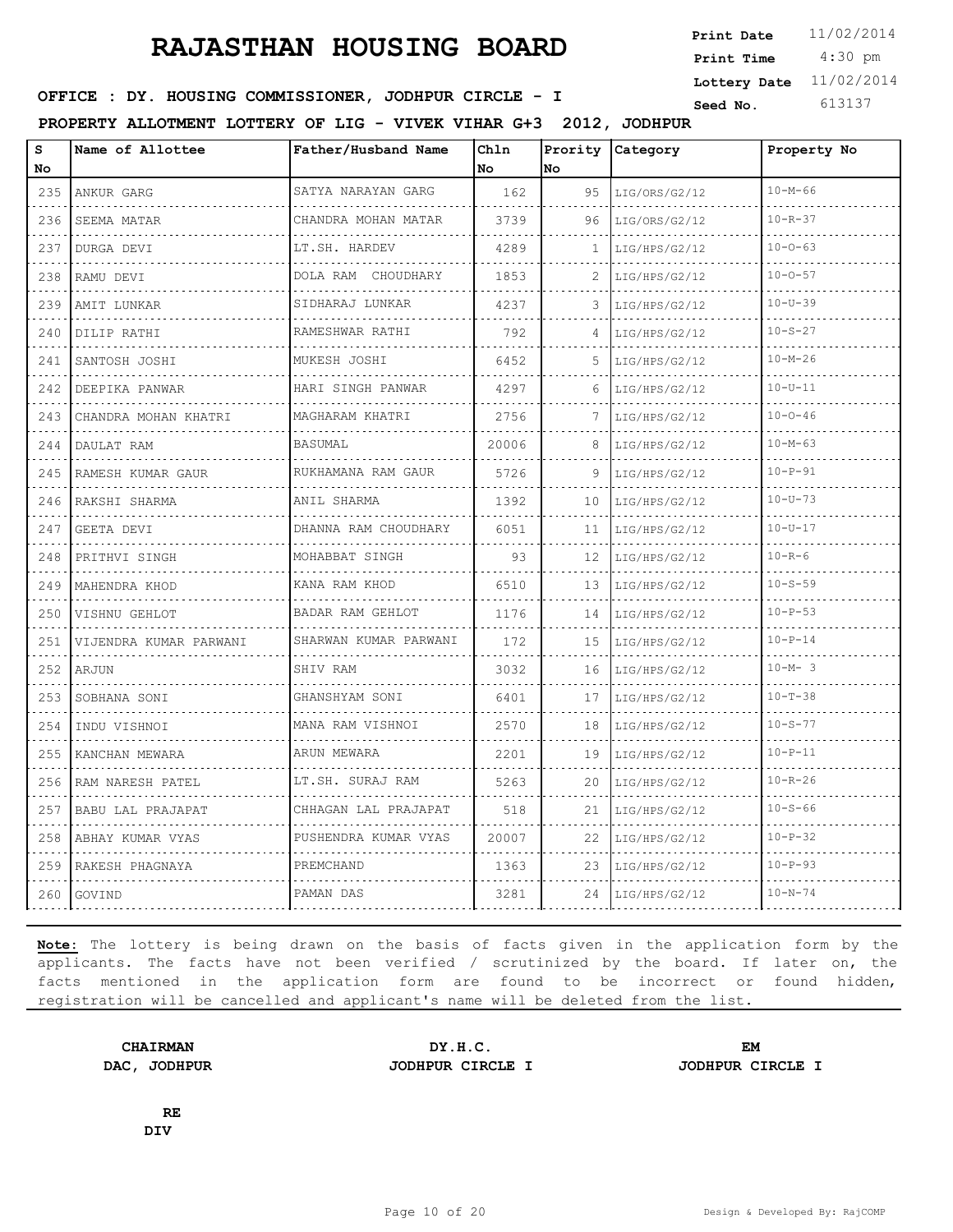# RAJASTHAN HOUSING BOARD

**Print Date** 11/02/2014
**Print Time** 4:30 pm
**Lottery Date** 11/02/2014
**Seed No.** 613137

**OFFICE : DY. HOUSING COMMISSIONER, JODHPUR CIRCLE - I**

**PROPERTY ALLOTMENT LOTTERY OF LIG - VIVEK VIHAR G+3 2012, JODHPUR**

| S No | Name of Allottee | Father/Husband Name | Chln No | Prority No | Category | Property No |
|---|---|---|---|---|---|---|
| 235 | ANKUR GARG | SATYA NARAYAN GARG | 162 | 95 | LIG/ORS/G2/12 | 10-M-66 |
| 236 | SEEMA MATAR | CHANDRA MOHAN MATAR | 3739 | 96 | LIG/ORS/G2/12 | 10-R-37 |
| 237 | DURGA DEVI | LT.SH. HARDEV | 4289 | 1 | LIG/HPS/G2/12 | 10-O-63 |
| 238 | RAMU DEVI | DOLA RAM CHOUDHARY | 1853 | 2 | LIG/HPS/G2/12 | 10-O-57 |
| 239 | AMIT LUNKAR | SIDHARAJ LUNKAR | 4237 | 3 | LIG/HPS/G2/12 | 10-U-39 |
| 240 | DILIP RATHI | RAMESHWAR RATHI | 792 | 4 | LIG/HPS/G2/12 | 10-S-27 |
| 241 | SANTOSH JOSHI | MUKESH JOSHI | 6452 | 5 | LIG/HPS/G2/12 | 10-M-26 |
| 242 | DEEPIKA PANWAR | HARI SINGH PANWAR | 4297 | 6 | LIG/HPS/G2/12 | 10-U-11 |
| 243 | CHANDRA MOHAN KHATRI | MAGHARAM KHATRI | 2756 | 7 | LIG/HPS/G2/12 | 10-O-46 |
| 244 | DAULAT RAM | BASUMAL | 20006 | 8 | LIG/HPS/G2/12 | 10-M-63 |
| 245 | RAMESH KUMAR GAUR | RUKHAMANA RAM GAUR | 5726 | 9 | LIG/HPS/G2/12 | 10-P-91 |
| 246 | RAKSHI SHARMA | ANIL SHARMA | 1392 | 10 | LIG/HPS/G2/12 | 10-U-73 |
| 247 | GEETA DEVI | DHANNA RAM CHOUDHARY | 6051 | 11 | LIG/HPS/G2/12 | 10-U-17 |
| 248 | PRITHVI SINGH | MOHABBAT SINGH | 93 | 12 | LIG/HPS/G2/12 | 10-R-6 |
| 249 | MAHENDRA KHOD | KANA RAM KHOD | 6510 | 13 | LIG/HPS/G2/12 | 10-S-59 |
| 250 | VISHNU GEHLOT | BADAR RAM GEHLOT | 1176 | 14 | LIG/HPS/G2/12 | 10-P-53 |
| 251 | VIJENDRA KUMAR PARWANI | SHARWAN KUMAR PARWANI | 172 | 15 | LIG/HPS/G2/12 | 10-P-14 |
| 252 | ARJUN | SHIV RAM | 3032 | 16 | LIG/HPS/G2/12 | 10-M- 3 |
| 253 | SOBHANA SONI | GHANSHYAM SONI | 6401 | 17 | LIG/HPS/G2/12 | 10-T-38 |
| 254 | INDU VISHNOI | MANA RAM VISHNOI | 2570 | 18 | LIG/HPS/G2/12 | 10-S-77 |
| 255 | KANCHAN MEWARA | ARUN MEWARA | 2201 | 19 | LIG/HPS/G2/12 | 10-P-11 |
| 256 | RAM NARESH PATEL | LT.SH. SURAJ RAM | 5263 | 20 | LIG/HPS/G2/12 | 10-R-26 |
| 257 | BABU LAL PRAJAPAT | CHHAGAN LAL PRAJAPAT | 518 | 21 | LIG/HPS/G2/12 | 10-S-66 |
| 258 | ABHAY KUMAR VYAS | PUSHENDRA KUMAR VYAS | 20007 | 22 | LIG/HPS/G2/12 | 10-P-32 |
| 259 | RAKESH PHAGNAYA | PREMCHAND | 1363 | 23 | LIG/HPS/G2/12 | 10-P-93 |
| 260 | GOVIND | PAMAN DAS | 3281 | 24 | LIG/HPS/G2/12 | 10-N-74 |

**Note:** The lottery is being drawn on the basis of facts given in the application form by the applicants. The facts have not been verified / scrutinized by the board. If later on, the facts mentioned in the application form are found to be incorrect or found hidden, registration will be cancelled and applicant's name will be deleted from the list.

**CHAIRMAN**
**DAC, JODHPUR**

**DY.H.C.**
**JODHPUR CIRCLE I**

**EM**
**JODHPUR CIRCLE I**

**RE**
**DIV**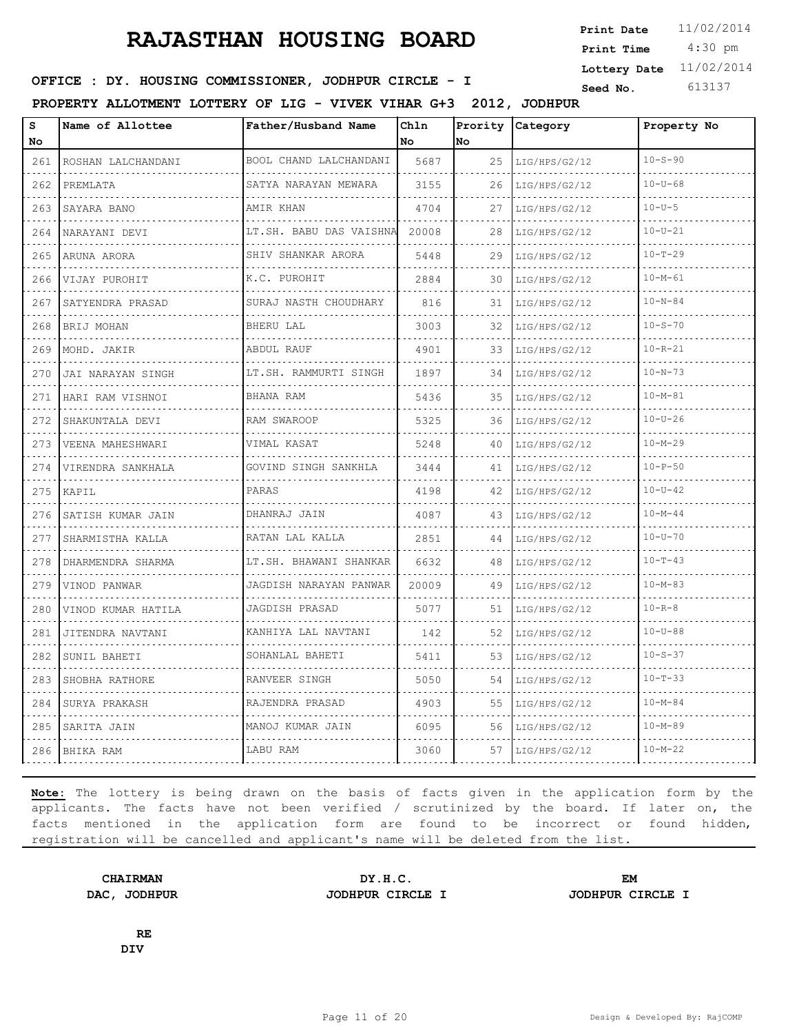# RAJASTHAN HOUSING BOARD

**Print Date** 11/02/2014
**Print Time** 4:30 pm
**Lottery Date** 11/02/2014
**Seed No.** 613137

**OFFICE : DY. HOUSING COMMISSIONER, JODHPUR CIRCLE - I**

**PROPERTY ALLOTMENT LOTTERY OF LIG - VIVEK VIHAR G+3 2012, JODHPUR**

| S No | Name of Allottee | Father/Husband Name | Chln No | Prority No | Category | Property No |
|---|---|---|---|---|---|---|
| 261 | ROSHAN LALCHANDANI | BOOL CHAND LALCHANDANI | 5687 | 25 | LIG/HPS/G2/12 | 10-S-90 |
| 262 | PREMLATA | SATYA NARAYAN MEWARA | 3155 | 26 | LIG/HPS/G2/12 | 10-U-68 |
| 263 | SAYARA BANO | AMIR KHAN | 4704 | 27 | LIG/HPS/G2/12 | 10-U-5 |
| 264 | NARAYANI DEVI | LT.SH. BABU DAS VAISHNA | 20008 | 28 | LIG/HPS/G2/12 | 10-U-21 |
| 265 | ARUNA ARORA | SHIV SHANKAR ARORA | 5448 | 29 | LIG/HPS/G2/12 | 10-T-29 |
| 266 | VIJAY PUROHIT | K.C. PUROHIT | 2884 | 30 | LIG/HPS/G2/12 | 10-M-61 |
| 267 | SATYENDRA PRASAD | SURAJ NASTH CHOUDHARY | 816 | 31 | LIG/HPS/G2/12 | 10-N-84 |
| 268 | BRIJ MOHAN | BHERU LAL | 3003 | 32 | LIG/HPS/G2/12 | 10-S-70 |
| 269 | MOHD. JAKIR | ABDUL RAUF | 4901 | 33 | LIG/HPS/G2/12 | 10-R-21 |
| 270 | JAI NARAYAN SINGH | LT.SH. RAMMURTI SINGH | 1897 | 34 | LIG/HPS/G2/12 | 10-N-73 |
| 271 | HARI RAM VISHNOI | BHANA RAM | 5436 | 35 | LIG/HPS/G2/12 | 10-M-81 |
| 272 | SHAKUNTALA DEVI | RAM SWAROOP | 5325 | 36 | LIG/HPS/G2/12 | 10-U-26 |
| 273 | VEENA MAHESHWARI | VIMAL KASAT | 5248 | 40 | LIG/HPS/G2/12 | 10-M-29 |
| 274 | VIRENDRA SANKHALA | GOVIND SINGH SANKHLA | 3444 | 41 | LIG/HPS/G2/12 | 10-P-50 |
| 275 | KAPIL | PARAS | 4198 | 42 | LIG/HPS/G2/12 | 10-U-42 |
| 276 | SATISH KUMAR JAIN | DHANRAJ JAIN | 4087 | 43 | LIG/HPS/G2/12 | 10-M-44 |
| 277 | SHARMISTHA KALLA | RATAN LAL KALLA | 2851 | 44 | LIG/HPS/G2/12 | 10-U-70 |
| 278 | DHARMENDRA SHARMA | LT.SH. BHAWANI SHANKAR | 6632 | 48 | LIG/HPS/G2/12 | 10-T-43 |
| 279 | VINOD PANWAR | JAGDISH NARAYAN PANWAR | 20009 | 49 | LIG/HPS/G2/12 | 10-M-83 |
| 280 | VINOD KUMAR HATILA | JAGDISH PRASAD | 5077 | 51 | LIG/HPS/G2/12 | 10-R-8 |
| 281 | JITENDRA NAVTANI | KANHIYA LAL NAVTANI | 142 | 52 | LIG/HPS/G2/12 | 10-U-88 |
| 282 | SUNIL BAHETI | SOHANLAL BAHETI | 5411 | 53 | LIG/HPS/G2/12 | 10-S-37 |
| 283 | SHOBHA RATHORE | RANVEER SINGH | 5050 | 54 | LIG/HPS/G2/12 | 10-T-33 |
| 284 | SURYA PRAKASH | RAJENDRA PRASAD | 4903 | 55 | LIG/HPS/G2/12 | 10-M-84 |
| 285 | SARITA JAIN | MANOJ KUMAR JAIN | 6095 | 56 | LIG/HPS/G2/12 | 10-M-89 |
| 286 | BHIKA RAM | LABU RAM | 3060 | 57 | LIG/HPS/G2/12 | 10-M-22 |

**Note:** The lottery is being drawn on the basis of facts given in the application form by the applicants. The facts have not been verified / scrutinized by the board. If later on, the facts mentioned in the application form are found to be incorrect or found hidden, registration will be cancelled and applicant's name will be deleted from the list.

**CHAIRMAN**
**DAC, JODHPUR**

**DY.H.C.**
**JODHPUR CIRCLE I**

**EM**
**JODHPUR CIRCLE I**

**RE**
**DIV**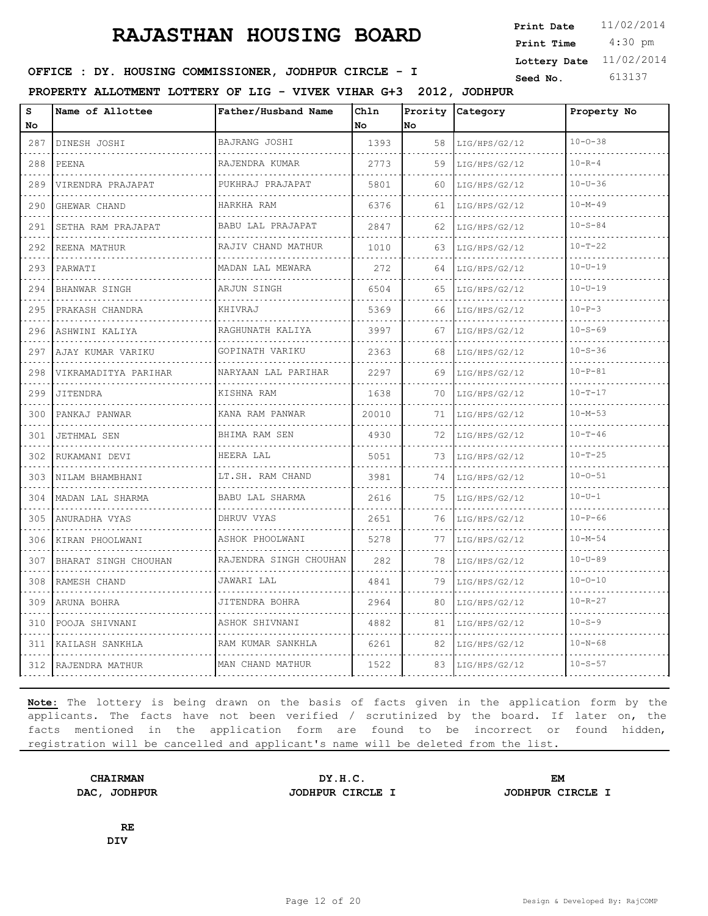# RAJASTHAN HOUSING BOARD

**Print Date** 11/02/2014
**Print Time** 4:30 pm
**Lottery Date** 11/02/2014
**Seed No.** 613137

**OFFICE : DY. HOUSING COMMISSIONER, JODHPUR CIRCLE - I**

**PROPERTY ALLOTMENT LOTTERY OF LIG - VIVEK VIHAR G+3 2012, JODHPUR**

| S No | Name of Allottee | Father/Husband Name | Chln No | Prority No | Category | Property No |
|---|---|---|---|---|---|---|
| 287 | DINESH JOSHI | BAJRANG JOSHI | 1393 | 58 | LIG/HPS/G2/12 | 10-O-38 |
| 288 | PEENA | RAJENDRA KUMAR | 2773 | 59 | LIG/HPS/G2/12 | 10-R-4 |
| 289 | VIRENDRA PRAJAPAT | PUKHRAJ PRAJAPAT | 5801 | 60 | LIG/HPS/G2/12 | 10-U-36 |
| 290 | GHEWAR CHAND | HARKHA RAM | 6376 | 61 | LIG/HPS/G2/12 | 10-M-49 |
| 291 | SETHA RAM PRAJAPAT | BABU LAL PRAJAPAT | 2847 | 62 | LIG/HPS/G2/12 | 10-S-84 |
| 292 | REENA MATHUR | RAJIV CHAND MATHUR | 1010 | 63 | LIG/HPS/G2/12 | 10-T-22 |
| 293 | PARWATI | MADAN LAL MEWARA | 272 | 64 | LIG/HPS/G2/12 | 10-U-19 |
| 294 | BHANWAR SINGH | ARJUN SINGH | 6504 | 65 | LIG/HPS/G2/12 | 10-U-19 |
| 295 | PRAKASH CHANDRA | KHIVRAJ | 5369 | 66 | LIG/HPS/G2/12 | 10-P-3 |
| 296 | ASHWINI KALIYA | RAGHUNATH KALIYA | 3997 | 67 | LIG/HPS/G2/12 | 10-S-69 |
| 297 | AJAY KUMAR VARIKU | GOPINATH VARIKU | 2363 | 68 | LIG/HPS/G2/12 | 10-S-36 |
| 298 | VIKRAMADITYA PARIHAR | NARYAAN LAL PARIHAR | 2297 | 69 | LIG/HPS/G2/12 | 10-P-81 |
| 299 | JITENDRA | KISHNA RAM | 1638 | 70 | LIG/HPS/G2/12 | 10-T-17 |
| 300 | PANKAJ PANWAR | KANA RAM PANWAR | 20010 | 71 | LIG/HPS/G2/12 | 10-M-53 |
| 301 | JETHMAL SEN | BHIMA RAM SEN | 4930 | 72 | LIG/HPS/G2/12 | 10-T-46 |
| 302 | RUKAMANI DEVI | HEERA LAL | 5051 | 73 | LIG/HPS/G2/12 | 10-T-25 |
| 303 | NILAM BHAMBHANI | LT.SH. RAM CHAND | 3981 | 74 | LIG/HPS/G2/12 | 10-O-51 |
| 304 | MADAN LAL SHARMA | BABU LAL SHARMA | 2616 | 75 | LIG/HPS/G2/12 | 10-U-1 |
| 305 | ANURADHA VYAS | DHRUV VYAS | 2651 | 76 | LIG/HPS/G2/12 | 10-P-66 |
| 306 | KIRAN PHOOLWANI | ASHOK PHOOLWANI | 5278 | 77 | LIG/HPS/G2/12 | 10-M-54 |
| 307 | BHARAT SINGH CHOUHAN | RAJENDRA SINGH CHOUHAN | 282 | 78 | LIG/HPS/G2/12 | 10-U-89 |
| 308 | RAMESH CHAND | JAWARI LAL | 4841 | 79 | LIG/HPS/G2/12 | 10-O-10 |
| 309 | ARUNA BOHRA | JITENDRA BOHRA | 2964 | 80 | LIG/HPS/G2/12 | 10-R-27 |
| 310 | POOJA SHIVNANI | ASHOK SHIVNANI | 4882 | 81 | LIG/HPS/G2/12 | 10-S-9 |
| 311 | KAILASH SANKHLA | RAM KUMAR SANKHLA | 6261 | 82 | LIG/HPS/G2/12 | 10-N-68 |
| 312 | RAJENDRA MATHUR | MAN CHAND MATHUR | 1522 | 83 | LIG/HPS/G2/12 | 10-S-57 |

**Note:** The lottery is being drawn on the basis of facts given in the application form by the applicants. The facts have not been verified / scrutinized by the board. If later on, the facts mentioned in the application form are found to be incorrect or found hidden, registration will be cancelled and applicant's name will be deleted from the list.

**CHAIRMAN**
**DAC, JODHPUR**

**DY.H.C.**
**JODHPUR CIRCLE I**

**EM**
**JODHPUR CIRCLE I**

**RE**
**DIV**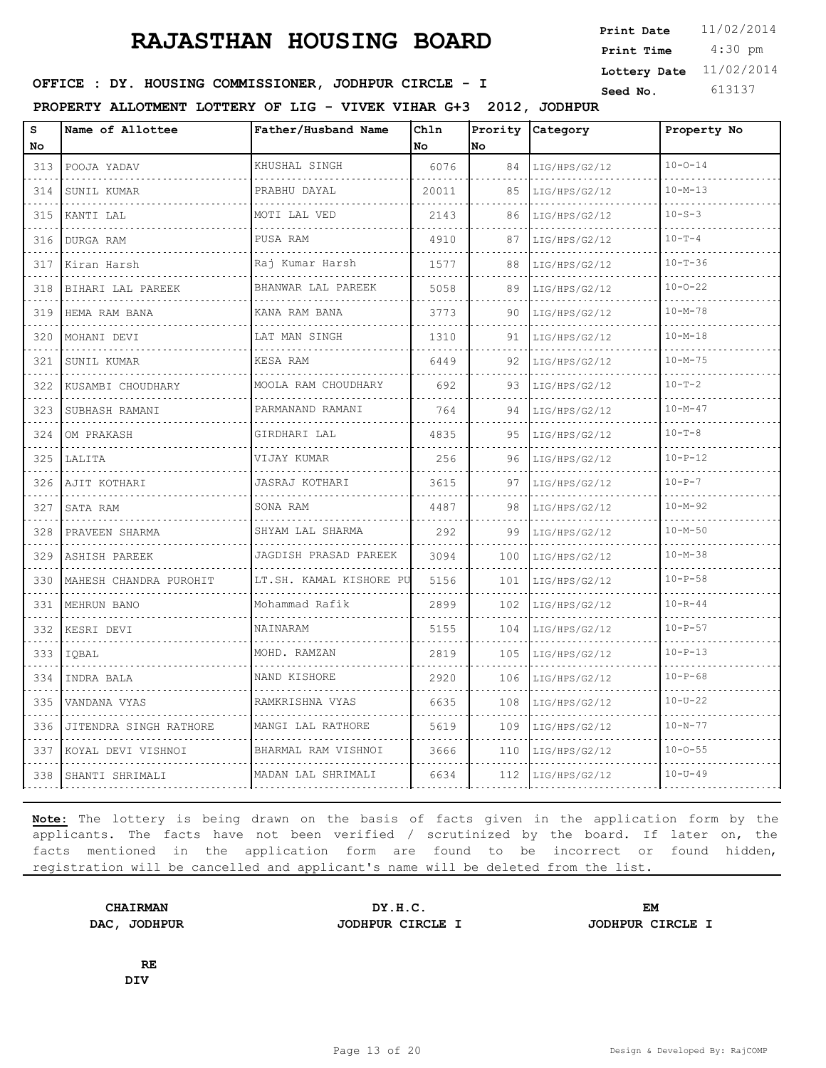# RAJASTHAN HOUSING BOARD

**Print Date** 11/02/2014
**Print Time** 4:30 pm
**Lottery Date** 11/02/2014
**Seed No.** 613137

**OFFICE : DY. HOUSING COMMISSIONER, JODHPUR CIRCLE - I**

**PROPERTY ALLOTMENT LOTTERY OF LIG - VIVEK VIHAR G+3 2012, JODHPUR**

| S No | Name of Allottee | Father/Husband Name | Chln No | Prority No | Category | Property No |
|---|---|---|---|---|---|---|
| 313 | POOJA YADAV | KHUSHAL SINGH | 6076 | 84 | LIG/HPS/G2/12 | 10-O-14 |
| 314 | SUNIL KUMAR | PRABHU DAYAL | 20011 | 85 | LIG/HPS/G2/12 | 10-M-13 |
| 315 | KANTI LAL | MOTI LAL VED | 2143 | 86 | LIG/HPS/G2/12 | 10-S-3 |
| 316 | DURGA RAM | PUSA RAM | 4910 | 87 | LIG/HPS/G2/12 | 10-T-4 |
| 317 | Kiran Harsh | Raj Kumar Harsh | 1577 | 88 | LIG/HPS/G2/12 | 10-T-36 |
| 318 | BIHARI LAL PAREEK | BHANWAR LAL PAREEK | 5058 | 89 | LIG/HPS/G2/12 | 10-O-22 |
| 319 | HEMA RAM BANA | KANA RAM BANA | 3773 | 90 | LIG/HPS/G2/12 | 10-M-78 |
| 320 | MOHANI DEVI | LAT MAN SINGH | 1310 | 91 | LIG/HPS/G2/12 | 10-M-18 |
| 321 | SUNIL KUMAR | KESA RAM | 6449 | 92 | LIG/HPS/G2/12 | 10-M-75 |
| 322 | KUSAMBI CHOUDHARY | MOOLA RAM CHOUDHARY | 692 | 93 | LIG/HPS/G2/12 | 10-T-2 |
| 323 | SUBHASH RAMANI | PARMANAND RAMANI | 764 | 94 | LIG/HPS/G2/12 | 10-M-47 |
| 324 | OM PRAKASH | GIRDHARI LAL | 4835 | 95 | LIG/HPS/G2/12 | 10-T-8 |
| 325 | LALITA | VIJAY KUMAR | 256 | 96 | LIG/HPS/G2/12 | 10-P-12 |
| 326 | AJIT KOTHARI | JASRAJ KOTHARI | 3615 | 97 | LIG/HPS/G2/12 | 10-P-7 |
| 327 | SATA RAM | SONA RAM | 4487 | 98 | LIG/HPS/G2/12 | 10-M-92 |
| 328 | PRAVEEN SHARMA | SHYAM LAL SHARMA | 292 | 99 | LIG/HPS/G2/12 | 10-M-50 |
| 329 | ASHISH PAREEK | JAGDISH PRASAD PAREEK | 3094 | 100 | LIG/HPS/G2/12 | 10-M-38 |
| 330 | MAHESH CHANDRA PUROHIT | LT.SH. KAMAL KISHORE PU | 5156 | 101 | LIG/HPS/G2/12 | 10-P-58 |
| 331 | MEHRUN BANO | Mohammad Rafik | 2899 | 102 | LIG/HPS/G2/12 | 10-R-44 |
| 332 | KESRI DEVI | NAINARAM | 5155 | 104 | LIG/HPS/G2/12 | 10-P-57 |
| 333 | IQBAL | MOHD. RAMZAN | 2819 | 105 | LIG/HPS/G2/12 | 10-P-13 |
| 334 | INDRA BALA | NAND KISHORE | 2920 | 106 | LIG/HPS/G2/12 | 10-P-68 |
| 335 | VANDANA VYAS | RAMKRISHNA VYAS | 6635 | 108 | LIG/HPS/G2/12 | 10-U-22 |
| 336 | JITENDRA SINGH RATHORE | MANGI LAL RATHORE | 5619 | 109 | LIG/HPS/G2/12 | 10-N-77 |
| 337 | KOYAL DEVI VISHNOI | BHARMAL RAM VISHNOI | 3666 | 110 | LIG/HPS/G2/12 | 10-O-55 |
| 338 | SHANTI SHRIMALI | MADAN LAL SHRIMALI | 6634 | 112 | LIG/HPS/G2/12 | 10-U-49 |

**Note:** The lottery is being drawn on the basis of facts given in the application form by the applicants. The facts have not been verified / scrutinized by the board. If later on, the facts mentioned in the application form are found to be incorrect or found hidden, registration will be cancelled and applicant's name will be deleted from the list.

**CHAIRMAN**
**DAC, JODHPUR**

**DY.H.C.**
**JODHPUR CIRCLE I**

**EM**
**JODHPUR CIRCLE I**

**RE**
**DIV**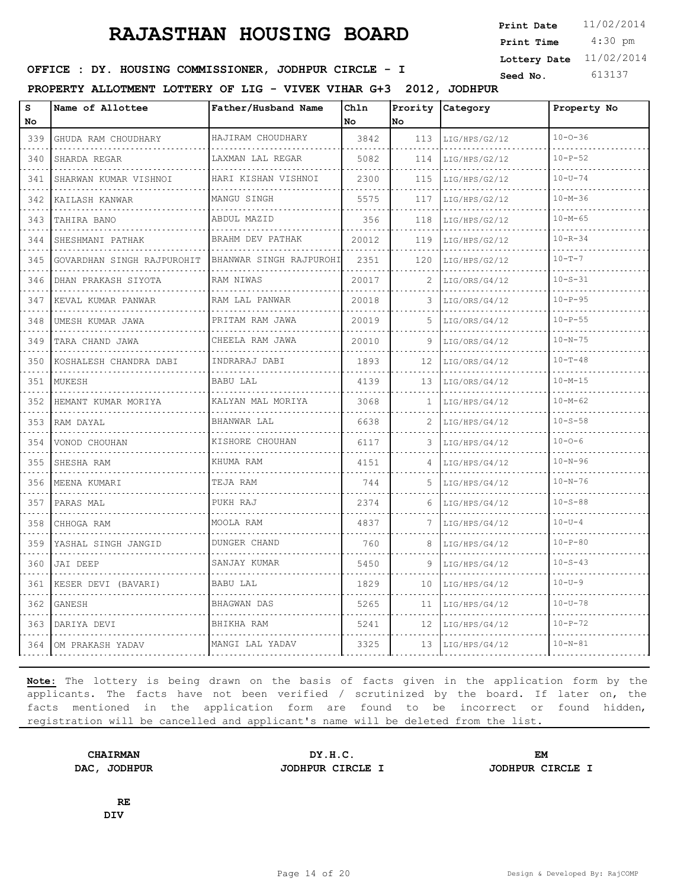# RAJASTHAN HOUSING BOARD

**Print Date** 11/02/2014
**Print Time** 4:30 pm
**Lottery Date** 11/02/2014
**Seed No.** 613137

**OFFICE : DY. HOUSING COMMISSIONER, JODHPUR CIRCLE - I**

**PROPERTY ALLOTMENT LOTTERY OF LIG - VIVEK VIHAR G+3 2012, JODHPUR**

| S No | Name of Allottee | Father/Husband Name | Chln No | Prority No | Category | Property No |
|---|---|---|---|---|---|---|
| 339 | GHUDA RAM CHOUDHARY | HAJIRAM CHOUDHARY | 3842 | 113 | LIG/HPS/G2/12 | 10-O-36 |
| 340 | SHARDA REGAR | LAXMAN LAL REGAR | 5082 | 114 | LIG/HPS/G2/12 | 10-P-52 |
| 341 | SHARWAN KUMAR VISHNOI | HARI KISHAN VISHNOI | 2300 | 115 | LIG/HPS/G2/12 | 10-U-74 |
| 342 | KAILASH KANWAR | MANGU SINGH | 5575 | 117 | LIG/HPS/G2/12 | 10-M-36 |
| 343 | TAHIRA BANO | ABDUL MAZID | 356 | 118 | LIG/HPS/G2/12 | 10-M-65 |
| 344 | SHESHMANI PATHAK | BRAHM DEV PATHAK | 20012 | 119 | LIG/HPS/G2/12 | 10-R-34 |
| 345 | GOVARDHAN SINGH RAJPUROHIT | BHANWAR SINGH RAJPUROHI | 2351 | 120 | LIG/HPS/G2/12 | 10-T-7 |
| 346 | DHAN PRAKASH SIYOTA | RAM NIWAS | 20017 | 2 | LIG/ORS/G4/12 | 10-S-31 |
| 347 | KEVAL KUMAR PANWAR | RAM LAL PANWAR | 20018 | 3 | LIG/ORS/G4/12 | 10-P-95 |
| 348 | UMESH KUMAR JAWA | PRITAM RAM JAWA | 20019 | 5 | LIG/ORS/G4/12 | 10-P-55 |
| 349 | TARA CHAND JAWA | CHEELA RAM JAWA | 20010 | 9 | LIG/ORS/G4/12 | 10-N-75 |
| 350 | KOSHALESH CHANDRA DABI | INDRARAJ DABI | 1893 | 12 | LIG/ORS/G4/12 | 10-T-48 |
| 351 | MUKESH | BABU LAL | 4139 | 13 | LIG/ORS/G4/12 | 10-M-15 |
| 352 | HEMANT KUMAR MORIYA | KALYAN MAL MORIYA | 3068 | 1 | LIG/HPS/G4/12 | 10-M-62 |
| 353 | RAM DAYAL | BHANWAR LAL | 6638 | 2 | LIG/HPS/G4/12 | 10-S-58 |
| 354 | VONOD CHOUHAN | KISHORE CHOUHAN | 6117 | 3 | LIG/HPS/G4/12 | 10-O-6 |
| 355 | SHESHA RAM | KHUMA RAM | 4151 | 4 | LIG/HPS/G4/12 | 10-N-96 |
| 356 | MEENA KUMARI | TEJA RAM | 744 | 5 | LIG/HPS/G4/12 | 10-N-76 |
| 357 | PARAS MAL | PUKH RAJ | 2374 | 6 | LIG/HPS/G4/12 | 10-S-88 |
| 358 | CHHOGA RAM | MOOLA RAM | 4837 | 7 | LIG/HPS/G4/12 | 10-U-4 |
| 359 | YASHAL SINGH JANGID | DUNGER CHAND | 760 | 8 | LIG/HPS/G4/12 | 10-P-80 |
| 360 | JAI DEEP | SANJAY KUMAR | 5450 | 9 | LIG/HPS/G4/12 | 10-S-43 |
| 361 | KESER DEVI (BAVARI) | BABU LAL | 1829 | 10 | LIG/HPS/G4/12 | 10-U-9 |
| 362 | GANESH | BHAGWAN DAS | 5265 | 11 | LIG/HPS/G4/12 | 10-U-78 |
| 363 | DARIYA DEVI | BHIKHA RAM | 5241 | 12 | LIG/HPS/G4/12 | 10-P-72 |
| 364 | OM PRAKASH YADAV | MANGI LAL YADAV | 3325 | 13 | LIG/HPS/G4/12 | 10-N-81 |

**Note:** The lottery is being drawn on the basis of facts given in the application form by the applicants. The facts have not been verified / scrutinized by the board. If later on, the facts mentioned in the application form are found to be incorrect or found hidden, registration will be cancelled and applicant's name will be deleted from the list.

**CHAIRMAN**
**DAC, JODHPUR**

**DY.H.C.**
**JODHPUR CIRCLE I**

**EM**
**JODHPUR CIRCLE I**

**RE**
**DIV**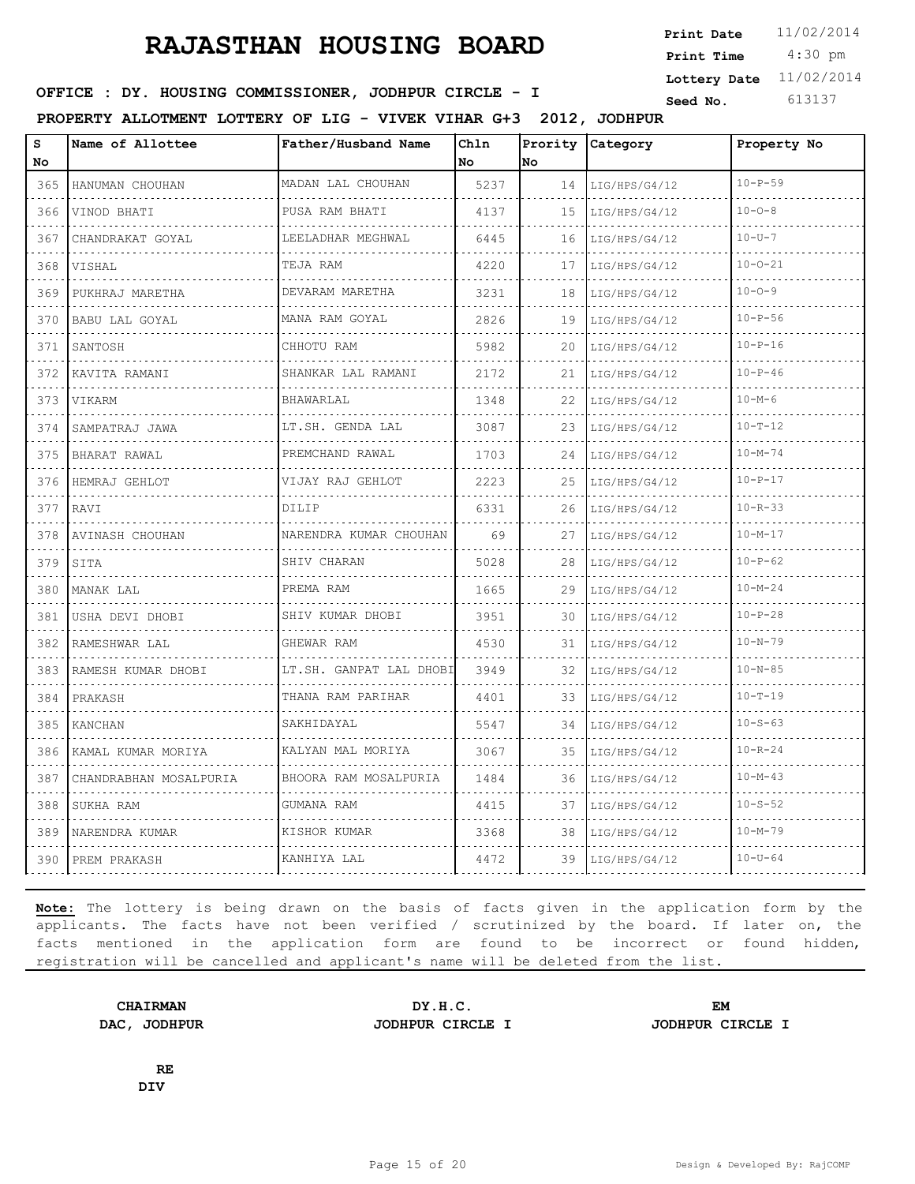# RAJASTHAN HOUSING BOARD

**Print Date** 11/02/2014
**Print Time** 4:30 pm
**Lottery Date** 11/02/2014
**Seed No.** 613137

**OFFICE : DY. HOUSING COMMISSIONER, JODHPUR CIRCLE - I**

**PROPERTY ALLOTMENT LOTTERY OF LIG - VIVEK VIHAR G+3 2012, JODHPUR**

| S No | Name of Allottee | Father/Husband Name | Chln No | Prority No | Category | Property No |
|---|---|---|---|---|---|---|
| 365 | HANUMAN CHOUHAN | MADAN LAL CHOUHAN | 5237 | 14 | LIG/HPS/G4/12 | 10-P-59 |
| 366 | VINOD BHATI | PUSA RAM BHATI | 4137 | 15 | LIG/HPS/G4/12 | 10-O-8 |
| 367 | CHANDRAKAT GOYAL | LEELADHAR MEGHWAL | 6445 | 16 | LIG/HPS/G4/12 | 10-U-7 |
| 368 | VISHAL | TEJA RAM | 4220 | 17 | LIG/HPS/G4/12 | 10-O-21 |
| 369 | PUKHRAJ MARETHA | DEVARAM MARETHA | 3231 | 18 | LIG/HPS/G4/12 | 10-O-9 |
| 370 | BABU LAL GOYAL | MANA RAM GOYAL | 2826 | 19 | LIG/HPS/G4/12 | 10-P-56 |
| 371 | SANTOSH | CHHOTU RAM | 5982 | 20 | LIG/HPS/G4/12 | 10-P-16 |
| 372 | KAVITA RAMANI | SHANKAR LAL RAMANI | 2172 | 21 | LIG/HPS/G4/12 | 10-P-46 |
| 373 | VIKARM | BHAWARLAL | 1348 | 22 | LIG/HPS/G4/12 | 10-M-6 |
| 374 | SAMPATRAJ JAWA | LT.SH. GENDA LAL | 3087 | 23 | LIG/HPS/G4/12 | 10-T-12 |
| 375 | BHARAT RAWAL | PREMCHAND RAWAL | 1703 | 24 | LIG/HPS/G4/12 | 10-M-74 |
| 376 | HEMRAJ GEHLOT | VIJAY RAJ GEHLOT | 2223 | 25 | LIG/HPS/G4/12 | 10-P-17 |
| 377 | RAVI | DILIP | 6331 | 26 | LIG/HPS/G4/12 | 10-R-33 |
| 378 | AVINASH CHOUHAN | NARENDRA KUMAR CHOUHAN | 69 | 27 | LIG/HPS/G4/12 | 10-M-17 |
| 379 | SITA | SHIV CHARAN | 5028 | 28 | LIG/HPS/G4/12 | 10-P-62 |
| 380 | MANAK LAL | PREMA RAM | 1665 | 29 | LIG/HPS/G4/12 | 10-M-24 |
| 381 | USHA DEVI DHOBI | SHIV KUMAR DHOBI | 3951 | 30 | LIG/HPS/G4/12 | 10-P-28 |
| 382 | RAMESHWAR LAL | GHEWAR RAM | 4530 | 31 | LIG/HPS/G4/12 | 10-N-79 |
| 383 | RAMESH KUMAR DHOBI | LT.SH. GANPAT LAL DHOBI | 3949 | 32 | LIG/HPS/G4/12 | 10-N-85 |
| 384 | PRAKASH | THANA RAM PARIHAR | 4401 | 33 | LIG/HPS/G4/12 | 10-T-19 |
| 385 | KANCHAN | SAKHIDAYAL | 5547 | 34 | LIG/HPS/G4/12 | 10-S-63 |
| 386 | KAMAL KUMAR MORIYA | KALYAN MAL MORIYA | 3067 | 35 | LIG/HPS/G4/12 | 10-R-24 |
| 387 | CHANDRABHAN MOSALPURIA | BHOORA RAM MOSALPURIA | 1484 | 36 | LIG/HPS/G4/12 | 10-M-43 |
| 388 | SUKHA RAM | GUMANA RAM | 4415 | 37 | LIG/HPS/G4/12 | 10-S-52 |
| 389 | NARENDRA KUMAR | KISHOR KUMAR | 3368 | 38 | LIG/HPS/G4/12 | 10-M-79 |
| 390 | PREM PRAKASH | KANHIYA LAL | 4472 | 39 | LIG/HPS/G4/12 | 10-U-64 |

**Note:** The lottery is being drawn on the basis of facts given in the application form by the applicants. The facts have not been verified / scrutinized by the board. If later on, the facts mentioned in the application form are found to be incorrect or found hidden, registration will be cancelled and applicant's name will be deleted from the list.

**CHAIRMAN**
**DAC, JODHPUR**

**DY.H.C.**
**JODHPUR CIRCLE I**

**EM**
**JODHPUR CIRCLE I**

**RE**
**DIV**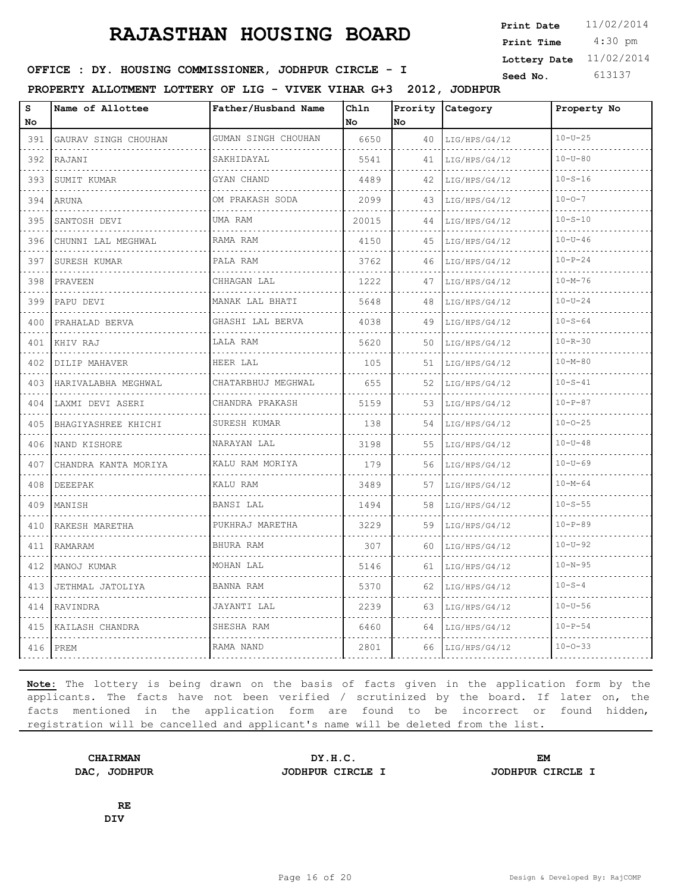# RAJASTHAN HOUSING BOARD

**Print Date** 11/02/2014
**Print Time** 4:30 pm
**Lottery Date** 11/02/2014
**Seed No.** 613137

**OFFICE : DY. HOUSING COMMISSIONER, JODHPUR CIRCLE - I**

**PROPERTY ALLOTMENT LOTTERY OF LIG - VIVEK VIHAR G+3 2012, JODHPUR**

| S No | Name of Allottee | Father/Husband Name | Chln No | Prority No | Category | Property No |
|---|---|---|---|---|---|---|
| 391 | GAURAV SINGH CHOUHAN | GUMAN SINGH CHOUHAN | 6650 | 40 | LIG/HPS/G4/12 | 10-U-25 |
| 392 | RAJANI | SAKHIDAYAL | 5541 | 41 | LIG/HPS/G4/12 | 10-U-80 |
| 393 | SUMIT KUMAR | GYAN CHAND | 4489 | 42 | LIG/HPS/G4/12 | 10-S-16 |
| 394 | ARUNA | OM PRAKASH SODA | 2099 | 43 | LIG/HPS/G4/12 | 10-O-7 |
| 395 | SANTOSH DEVI | UMA RAM | 20015 | 44 | LIG/HPS/G4/12 | 10-S-10 |
| 396 | CHUNNI LAL MEGHWAL | RAMA RAM | 4150 | 45 | LIG/HPS/G4/12 | 10-U-46 |
| 397 | SURESH KUMAR | PALA RAM | 3762 | 46 | LIG/HPS/G4/12 | 10-P-24 |
| 398 | PRAVEEN | CHHAGAN LAL | 1222 | 47 | LIG/HPS/G4/12 | 10-M-76 |
| 399 | PAPU DEVI | MANAK LAL BHATI | 5648 | 48 | LIG/HPS/G4/12 | 10-U-24 |
| 400 | PRAHALAD BERVA | GHASHI LAL BERVA | 4038 | 49 | LIG/HPS/G4/12 | 10-S-64 |
| 401 | KHIV RAJ | LALA RAM | 5620 | 50 | LIG/HPS/G4/12 | 10-R-30 |
| 402 | DILIP MAHAVER | HEER LAL | 105 | 51 | LIG/HPS/G4/12 | 10-M-80 |
| 403 | HARIVALABHA MEGHWAL | CHATARBHUJ MEGHWAL | 655 | 52 | LIG/HPS/G4/12 | 10-S-41 |
| 404 | LAXMI DEVI ASERI | CHANDRA PRAKASH | 5159 | 53 | LIG/HPS/G4/12 | 10-P-87 |
| 405 | BHAGIYASHREE KHICHI | SURESH KUMAR | 138 | 54 | LIG/HPS/G4/12 | 10-O-25 |
| 406 | NAND KISHORE | NARAYAN LAL | 3198 | 55 | LIG/HPS/G4/12 | 10-U-48 |
| 407 | CHANDRA KANTA MORIYA | KALU RAM MORIYA | 179 | 56 | LIG/HPS/G4/12 | 10-U-69 |
| 408 | DEEEPAK | KALU RAM | 3489 | 57 | LIG/HPS/G4/12 | 10-M-64 |
| 409 | MANISH | BANSI LAL | 1494 | 58 | LIG/HPS/G4/12 | 10-S-55 |
| 410 | RAKESH MARETHA | PUKHRAJ MARETHA | 3229 | 59 | LIG/HPS/G4/12 | 10-P-89 |
| 411 | RAMARAM | BHURA RAM | 307 | 60 | LIG/HPS/G4/12 | 10-U-92 |
| 412 | MANOJ KUMAR | MOHAN LAL | 5146 | 61 | LIG/HPS/G4/12 | 10-N-95 |
| 413 | JETHMAL JATOLIYA | BANNA RAM | 5370 | 62 | LIG/HPS/G4/12 | 10-S-4 |
| 414 | RAVINDRA | JAYANTI LAL | 2239 | 63 | LIG/HPS/G4/12 | 10-U-56 |
| 415 | KAILASH CHANDRA | SHESHA RAM | 6460 | 64 | LIG/HPS/G4/12 | 10-P-54 |
| 416 | PREM | RAMA NAND | 2801 | 66 | LIG/HPS/G4/12 | 10-O-33 |

**Note:** The lottery is being drawn on the basis of facts given in the application form by the applicants. The facts have not been verified / scrutinized by the board. If later on, the facts mentioned in the application form are found to be incorrect or found hidden, registration will be cancelled and applicant's name will be deleted from the list.

**CHAIRMAN**
**DAC, JODHPUR**

**DY.H.C.**
**JODHPUR CIRCLE I**

**EM**
**JODHPUR CIRCLE I**

**RE**
**DIV**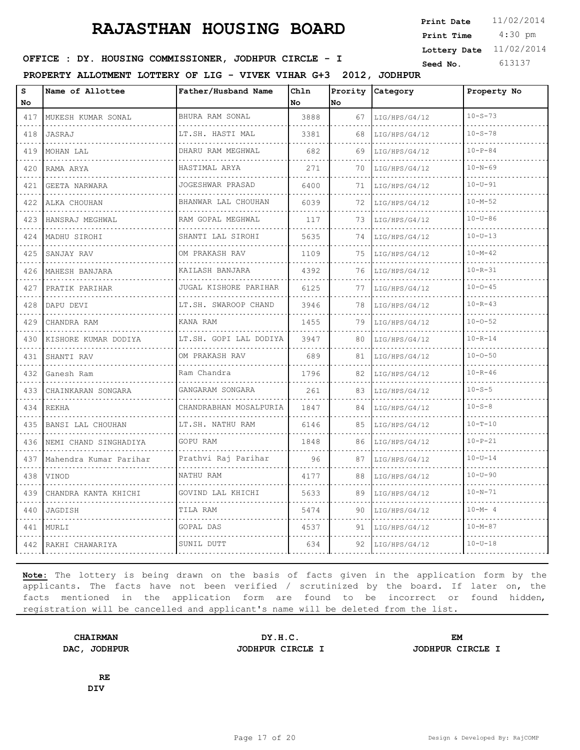# RAJASTHAN HOUSING BOARD

**Print Date** 11/02/2014
**Print Time** 4:30 pm
**Lottery Date** 11/02/2014
**Seed No.** 613137

**OFFICE : DY. HOUSING COMMISSIONER, JODHPUR CIRCLE - I**

**PROPERTY ALLOTMENT LOTTERY OF LIG - VIVEK VIHAR G+3 2012, JODHPUR**

| S No | Name of Allottee | Father/Husband Name | Chln No | Prority No | Category | Property No |
|---|---|---|---|---|---|---|
| 417 | MUKESH KUMAR SONAL | BHURA RAM SONAL | 3888 | 67 | LIG/HPS/G4/12 | 10-S-73 |
| 418 | JASRAJ | LT.SH. HASTI MAL | 3381 | 68 | LIG/HPS/G4/12 | 10-S-78 |
| 419 | MOHAN LAL | DHARU RAM MEGHWAL | 682 | 69 | LIG/HPS/G4/12 | 10-P-84 |
| 420 | RAMA ARYA | HASTIMAL ARYA | 271 | 70 | LIG/HPS/G4/12 | 10-N-69 |
| 421 | GEETA NARWARA | JOGESHWAR PRASAD | 6400 | 71 | LIG/HPS/G4/12 | 10-U-91 |
| 422 | ALKA CHOUHAN | BHANWAR LAL CHOUHAN | 6039 | 72 | LIG/HPS/G4/12 | 10-M-52 |
| 423 | HANSRAJ MEGHWAL | RAM GOPAL MEGHWAL | 117 | 73 | LIG/HPS/G4/12 | 10-U-86 |
| 424 | MADHU SIROHI | SHANTI LAL SIROHI | 5635 | 74 | LIG/HPS/G4/12 | 10-U-13 |
| 425 | SANJAY RAV | OM PRAKASH RAV | 1109 | 75 | LIG/HPS/G4/12 | 10-M-42 |
| 426 | MAHESH BANJARA | KAILASH BANJARA | 4392 | 76 | LIG/HPS/G4/12 | 10-R-31 |
| 427 | PRATIK PARIHAR | JUGAL KISHORE PARIHAR | 6125 | 77 | LIG/HPS/G4/12 | 10-O-45 |
| 428 | DAPU DEVI | LT.SH. SWAROOP CHAND | 3946 | 78 | LIG/HPS/G4/12 | 10-R-43 |
| 429 | CHANDRA RAM | KANA RAM | 1455 | 79 | LIG/HPS/G4/12 | 10-O-52 |
| 430 | KISHORE KUMAR DODIYA | LT.SH. GOPI LAL DODIYA | 3947 | 80 | LIG/HPS/G4/12 | 10-R-14 |
| 431 | SHANTI RAV | OM PRAKASH RAV | 689 | 81 | LIG/HPS/G4/12 | 10-O-50 |
| 432 | Ganesh Ram | Ram Chandra | 1796 | 82 | LIG/HPS/G4/12 | 10-R-46 |
| 433 | CHAINKARAN SONGARA | GANGARAM SONGARA | 261 | 83 | LIG/HPS/G4/12 | 10-S-5 |
| 434 | REKHA | CHANDRABHAN MOSALPURIA | 1847 | 84 | LIG/HPS/G4/12 | 10-S-8 |
| 435 | BANSI LAL CHOUHAN | LT.SH. NATHU RAM | 6146 | 85 | LIG/HPS/G4/12 | 10-T-10 |
| 436 | NEMI CHAND SINGHADIYA | GOPU RAM | 1848 | 86 | LIG/HPS/G4/12 | 10-P-21 |
| 437 | Mahendra Kumar Parihar | Prathvi Raj Parihar | 96 | 87 | LIG/HPS/G4/12 | 10-U-14 |
| 438 | VINOD | NATHU RAM | 4177 | 88 | LIG/HPS/G4/12 | 10-U-90 |
| 439 | CHANDRA KANTA KHICHI | GOVIND LAL KHICHI | 5633 | 89 | LIG/HPS/G4/12 | 10-N-71 |
| 440 | JAGDISH | TILA RAM | 5474 | 90 | LIG/HPS/G4/12 | 10-M- 4 |
| 441 | MURLI | GOPAL DAS | 4537 | 91 | LIG/HPS/G4/12 | 10-M-87 |
| 442 | RAKHI CHAWARIYA | SUNIL DUTT | 634 | 92 | LIG/HPS/G4/12 | 10-U-18 |

**Note:** The lottery is being drawn on the basis of facts given in the application form by the applicants. The facts have not been verified / scrutinized by the board. If later on, the facts mentioned in the application form are found to be incorrect or found hidden, registration will be cancelled and applicant's name will be deleted from the list.

**CHAIRMAN**
**DAC, JODHPUR**

**DY.H.C.**
**JODHPUR CIRCLE I**

**EM**
**JODHPUR CIRCLE I**

**RE**
**DIV**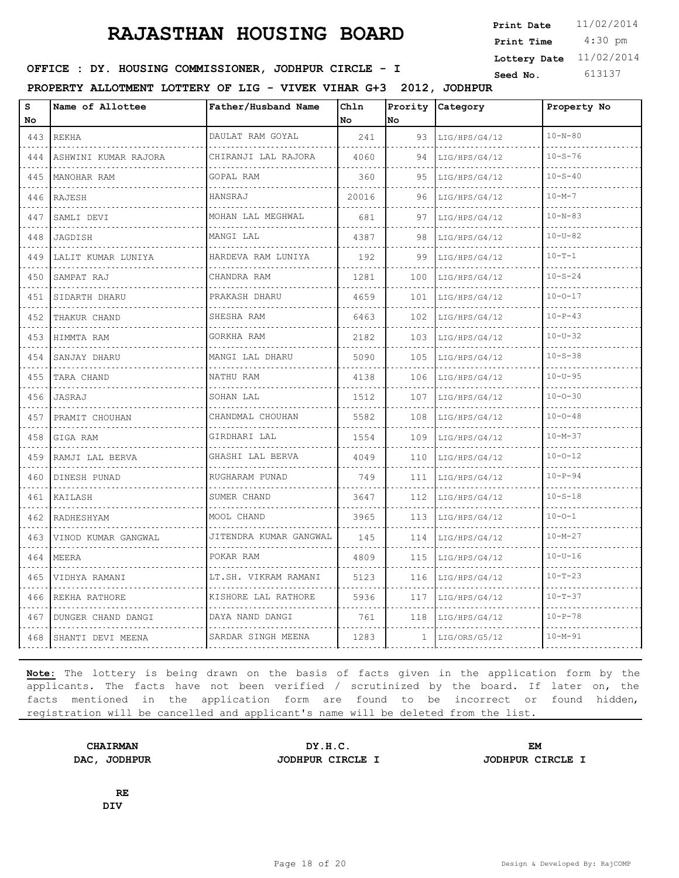# RAJASTHAN HOUSING BOARD

**Print Date** 11/02/2014
**Print Time** 4:30 pm
**Lottery Date** 11/02/2014
**Seed No.** 613137

**OFFICE : DY. HOUSING COMMISSIONER, JODHPUR CIRCLE - I**

**PROPERTY ALLOTMENT LOTTERY OF LIG - VIVEK VIHAR G+3 2012, JODHPUR**

| S No | Name of Allottee | Father/Husband Name | Chln No | Prority No | Category | Property No |
|---|---|---|---|---|---|---|
| 443 | REKHA | DAULAT RAM GOYAL | 241 | 93 | LIG/HPS/G4/12 | 10-N-80 |
| 444 | ASHWINI KUMAR RAJORA | CHIRANJI LAL RAJORA | 4060 | 94 | LIG/HPS/G4/12 | 10-S-76 |
| 445 | MANOHAR RAM | GOPAL RAM | 360 | 95 | LIG/HPS/G4/12 | 10-S-40 |
| 446 | RAJESH | HANSRAJ | 20016 | 96 | LIG/HPS/G4/12 | 10-M-7 |
| 447 | SAMLI DEVI | MOHAN LAL MEGHWAL | 681 | 97 | LIG/HPS/G4/12 | 10-N-83 |
| 448 | JAGDISH | MANGI LAL | 4387 | 98 | LIG/HPS/G4/12 | 10-U-82 |
| 449 | LALIT KUMAR LUNIYA | HARDEVA RAM LUNIYA | 192 | 99 | LIG/HPS/G4/12 | 10-T-1 |
| 450 | SAMPAT RAJ | CHANDRA RAM | 1281 | 100 | LIG/HPS/G4/12 | 10-S-24 |
| 451 | SIDARTH DHARU | PRAKASH DHARU | 4659 | 101 | LIG/HPS/G4/12 | 10-O-17 |
| 452 | THAKUR CHAND | SHESHA RAM | 6463 | 102 | LIG/HPS/G4/12 | 10-P-43 |
| 453 | HIMMTA RAM | GORKHA RAM | 2182 | 103 | LIG/HPS/G4/12 | 10-U-32 |
| 454 | SANJAY DHARU | MANGI LAL DHARU | 5090 | 105 | LIG/HPS/G4/12 | 10-S-38 |
| 455 | TARA CHAND | NATHU RAM | 4138 | 106 | LIG/HPS/G4/12 | 10-U-95 |
| 456 | JASRAJ | SOHAN LAL | 1512 | 107 | LIG/HPS/G4/12 | 10-O-30 |
| 457 | PRAMIT CHOUHAN | CHANDMAL CHOUHAN | 5582 | 108 | LIG/HPS/G4/12 | 10-O-48 |
| 458 | GIGA RAM | GIRDHARI LAL | 1554 | 109 | LIG/HPS/G4/12 | 10-M-37 |
| 459 | RAMJI LAL BERVA | GHASHI LAL BERVA | 4049 | 110 | LIG/HPS/G4/12 | 10-O-12 |
| 460 | DINESH PUNAD | RUGHARAM PUNAD | 749 | 111 | LIG/HPS/G4/12 | 10-P-94 |
| 461 | KAILASH | SUMER CHAND | 3647 | 112 | LIG/HPS/G4/12 | 10-S-18 |
| 462 | RADHESHYAM | MOOL CHAND | 3965 | 113 | LIG/HPS/G4/12 | 10-O-1 |
| 463 | VINOD KUMAR GANGWAL | JITENDRA KUMAR GANGWAL | 145 | 114 | LIG/HPS/G4/12 | 10-M-27 |
| 464 | MEERA | POKAR RAM | 4809 | 115 | LIG/HPS/G4/12 | 10-U-16 |
| 465 | VIDHYA RAMANI | LT.SH. VIKRAM RAMANI | 5123 | 116 | LIG/HPS/G4/12 | 10-T-23 |
| 466 | REKHA RATHORE | KISHORE LAL RATHORE | 5936 | 117 | LIG/HPS/G4/12 | 10-T-37 |
| 467 | DUNGER CHAND DANGI | DAYA NAND DANGI | 761 | 118 | LIG/HPS/G4/12 | 10-P-78 |
| 468 | SHANTI DEVI MEENA | SARDAR SINGH MEENA | 1283 | 1 | LIG/ORS/G5/12 | 10-M-91 |

**Note:** The lottery is being drawn on the basis of facts given in the application form by the applicants. The facts have not been verified / scrutinized by the board. If later on, the facts mentioned in the application form are found to be incorrect or found hidden, registration will be cancelled and applicant's name will be deleted from the list.

| **CHAIRMAN** | **DY.H.C.** | **EM** |
|---|---|---|
| **DAC, JODHPUR** | **JODHPUR CIRCLE I** | **JODHPUR CIRCLE I** |

**RE**
**DIV**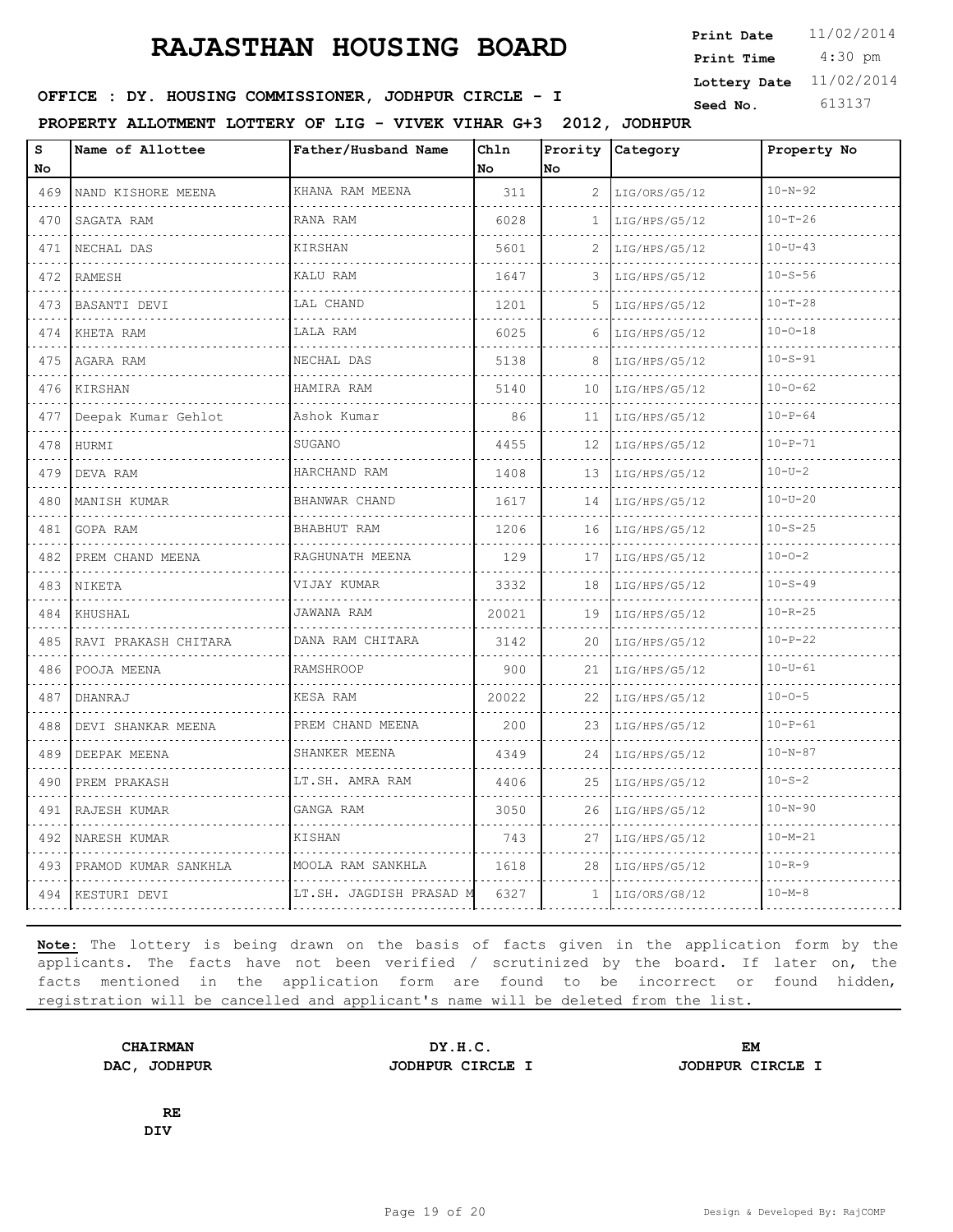# RAJASTHAN HOUSING BOARD

**Print Date** 11/02/2014
**Print Time** 4:30 pm
**Lottery Date** 11/02/2014
**Seed No.** 613137

**OFFICE : DY. HOUSING COMMISSIONER, JODHPUR CIRCLE - I**

**PROPERTY ALLOTMENT LOTTERY OF LIG - VIVEK VIHAR G+3 2012, JODHPUR**

| S No | Name of Allottee | Father/Husband Name | Chln No | Prority No | Category | Property No |
|---|---|---|---|---|---|---|
| 469 | NAND KISHORE MEENA | KHANA RAM MEENA | 311 | 2 | LIG/ORS/G5/12 | 10-N-92 |
| 470 | SAGATA RAM | RANA RAM | 6028 | 1 | LIG/HPS/G5/12 | 10-T-26 |
| 471 | NECHAL DAS | KIRSHAN | 5601 | 2 | LIG/HPS/G5/12 | 10-U-43 |
| 472 | RAMESH | KALU RAM | 1647 | 3 | LIG/HPS/G5/12 | 10-S-56 |
| 473 | BASANTI DEVI | LAL CHAND | 1201 | 5 | LIG/HPS/G5/12 | 10-T-28 |
| 474 | KHETA RAM | LALA RAM | 6025 | 6 | LIG/HPS/G5/12 | 10-O-18 |
| 475 | AGARA RAM | NECHAL DAS | 5138 | 8 | LIG/HPS/G5/12 | 10-S-91 |
| 476 | KIRSHAN | HAMIRA RAM | 5140 | 10 | LIG/HPS/G5/12 | 10-O-62 |
| 477 | Deepak Kumar Gehlot | Ashok Kumar | 86 | 11 | LIG/HPS/G5/12 | 10-P-64 |
| 478 | HURMI | SUGANO | 4455 | 12 | LIG/HPS/G5/12 | 10-P-71 |
| 479 | DEVA RAM | HARCHAND RAM | 1408 | 13 | LIG/HPS/G5/12 | 10-U-2 |
| 480 | MANISH KUMAR | BHANWAR CHAND | 1617 | 14 | LIG/HPS/G5/12 | 10-U-20 |
| 481 | GOPA RAM | BHABHUT RAM | 1206 | 16 | LIG/HPS/G5/12 | 10-S-25 |
| 482 | PREM CHAND MEENA | RAGHUNATH MEENA | 129 | 17 | LIG/HPS/G5/12 | 10-O-2 |
| 483 | NIKETA | VIJAY KUMAR | 3332 | 18 | LIG/HPS/G5/12 | 10-S-49 |
| 484 | KHUSHAL | JAWANA RAM | 20021 | 19 | LIG/HPS/G5/12 | 10-R-25 |
| 485 | RAVI PRAKASH CHITARA | DANA RAM CHITARA | 3142 | 20 | LIG/HPS/G5/12 | 10-P-22 |
| 486 | POOJA MEENA | RAMSHROOP | 900 | 21 | LIG/HPS/G5/12 | 10-U-61 |
| 487 | DHANRAJ | KESA RAM | 20022 | 22 | LIG/HPS/G5/12 | 10-O-5 |
| 488 | DEVI SHANKAR MEENA | PREM CHAND MEENA | 200 | 23 | LIG/HPS/G5/12 | 10-P-61 |
| 489 | DEEPAK MEENA | SHANKER MEENA | 4349 | 24 | LIG/HPS/G5/12 | 10-N-87 |
| 490 | PREM PRAKASH | LT.SH. AMRA RAM | 4406 | 25 | LIG/HPS/G5/12 | 10-S-2 |
| 491 | RAJESH KUMAR | GANGA RAM | 3050 | 26 | LIG/HPS/G5/12 | 10-N-90 |
| 492 | NARESH KUMAR | KISHAN | 743 | 27 | LIG/HPS/G5/12 | 10-M-21 |
| 493 | PRAMOD KUMAR SANKHLA | MOOLA RAM SANKHLA | 1618 | 28 | LIG/HPS/G5/12 | 10-R-9 |
| 494 | KESTURI DEVI | LT.SH. JAGDISH PRASAD M | 6327 | 1 | LIG/ORS/G8/12 | 10-M-8 |

**Note:** The lottery is being drawn on the basis of facts given in the application form by the applicants. The facts have not been verified / scrutinized by the board. If later on, the facts mentioned in the application form are found to be incorrect or found hidden, registration will be cancelled and applicant's name will be deleted from the list.

**CHAIRMAN**
**DAC, JODHPUR**

**DY.H.C.**
**JODHPUR CIRCLE I**

**EM**
**JODHPUR CIRCLE I**

**RE**
**DIV**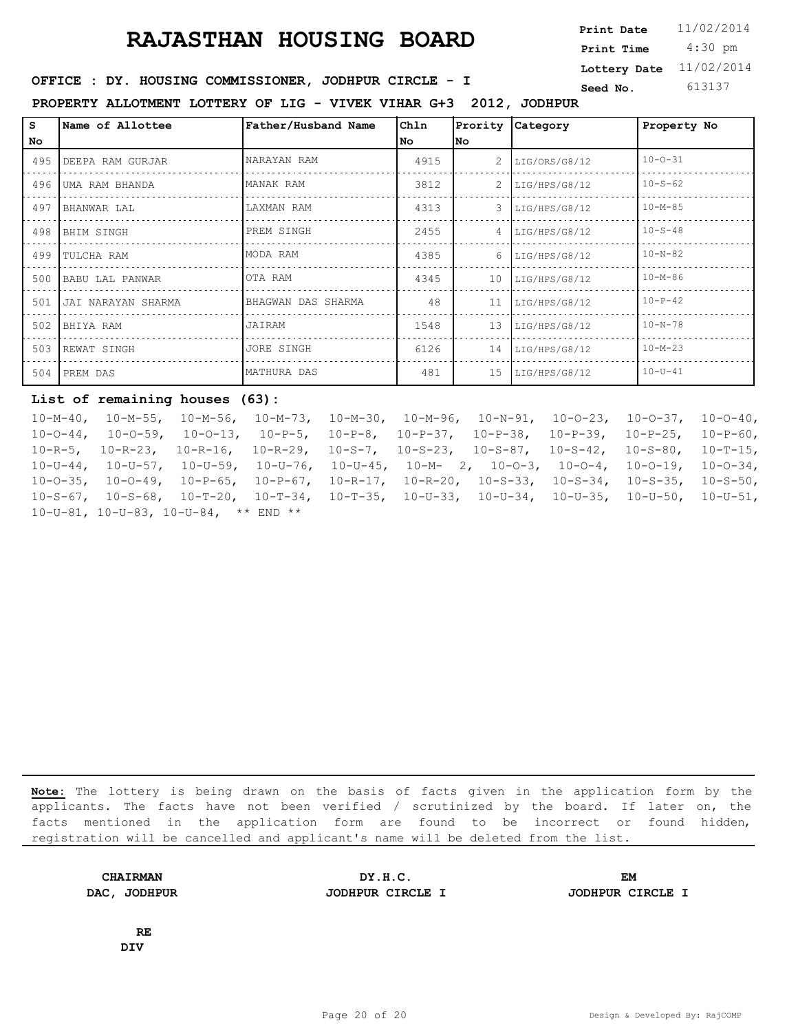# RAJASTHAN HOUSING BOARD

**Print Date** 11/02/2014
**Print Time** 4:30 pm
**Lottery Date** 11/02/2014
**Seed No.** 613137

**OFFICE : DY. HOUSING COMMISSIONER, JODHPUR CIRCLE - I**

**PROPERTY ALLOTMENT LOTTERY OF LIG - VIVEK VIHAR G+3 2012, JODHPUR**

| S No | Name of Allottee | Father/Husband Name | Chln No | Prority No | Category | Property No |
|---|---|---|---|---|---|---|
| 495 | DEEPA RAM GURJAR | NARAYAN RAM | 4915 | 2 | LIG/ORS/G8/12 | 10-O-31 |
| 496 | UMA RAM BHANDA | MANAK RAM | 3812 | 2 | LIG/HPS/G8/12 | 10-S-62 |
| 497 | BHANWAR LAL | LAXMAN RAM | 4313 | 3 | LIG/HPS/G8/12 | 10-M-85 |
| 498 | BHIM SINGH | PREM SINGH | 2455 | 4 | LIG/HPS/G8/12 | 10-S-48 |
| 499 | TULCHA RAM | MODA RAM | 4385 | 6 | LIG/HPS/G8/12 | 10-N-82 |
| 500 | BABU LAL PANWAR | OTA RAM | 4345 | 10 | LIG/HPS/G8/12 | 10-M-86 |
| 501 | JAI NARAYAN SHARMA | BHAGWAN DAS SHARMA | 48 | 11 | LIG/HPS/G8/12 | 10-P-42 |
| 502 | BHIYA RAM | JAIRAM | 1548 | 13 | LIG/HPS/G8/12 | 10-N-78 |
| 503 | REWAT SINGH | JORE SINGH | 6126 | 14 | LIG/HPS/G8/12 | 10-M-23 |
| 504 | PREM DAS | MATHURA DAS | 481 | 15 | LIG/HPS/G8/12 | 10-U-41 |

**List of remaining houses (63):**

10-M-40, 10-M-55, 10-M-56, 10-M-73, 10-M-30, 10-M-96, 10-N-91, 10-O-23, 10-O-37, 10-O-40, 10-O-44, 10-O-59, 10-O-13, 10-P-5, 10-P-8, 10-P-37, 10-P-38, 10-P-39, 10-P-25, 10-P-60, 10-R-5, 10-R-23, 10-R-16, 10-R-29, 10-S-7, 10-S-23, 10-S-87, 10-S-42, 10-S-80, 10-T-15, 10-U-44, 10-U-57, 10-U-59, 10-U-76, 10-U-45, 10-M- 2, 10-O-3, 10-O-4, 10-O-19, 10-O-34, 10-O-35, 10-O-49, 10-P-65, 10-P-67, 10-R-17, 10-R-20, 10-S-33, 10-S-34, 10-S-35, 10-S-50, 10-S-67, 10-S-68, 10-T-20, 10-T-34, 10-T-35, 10-U-33, 10-U-34, 10-U-35, 10-U-50, 10-U-51, 10-U-81, 10-U-83, 10-U-84, ** END **

**Note:** The lottery is being drawn on the basis of facts given in the application form by the applicants. The facts have not been verified / scrutinized by the board. If later on, the facts mentioned in the application form are found to be incorrect or found hidden, registration will be cancelled and applicant's name will be deleted from the list.

**CHAIRMAN**
**DAC, JODHPUR**

**DY.H.C.**
**JODHPUR CIRCLE I**

**EM**
**JODHPUR CIRCLE I**

**RE**
**DIV**

Design & Developed By: RajCOMP